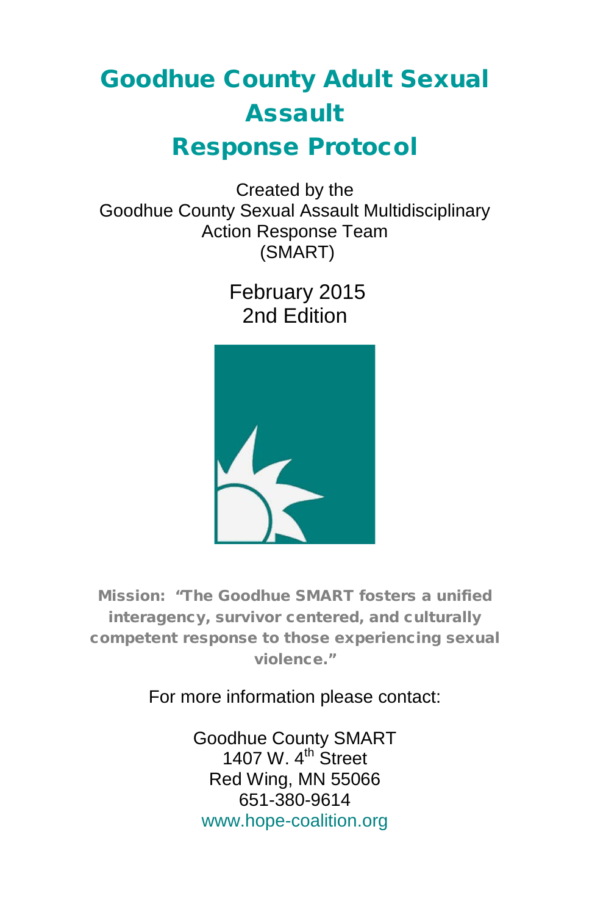# Goodhue County Adult Sexual Assault Response Protocol

Created by the
Goodhue County Sexual Assault Multidisciplinary Action Response Team
(SMART)

February 2015
2nd Edition

**Mission: "The Goodhue SMART fosters a unified interagency, survivor centered, and culturally competent response to those experiencing sexual violence."**

For more information please contact:

Goodhue County SMART
1407 W. 4th Street
Red Wing, MN 55066
651-380-9614
www.hope-coalition.org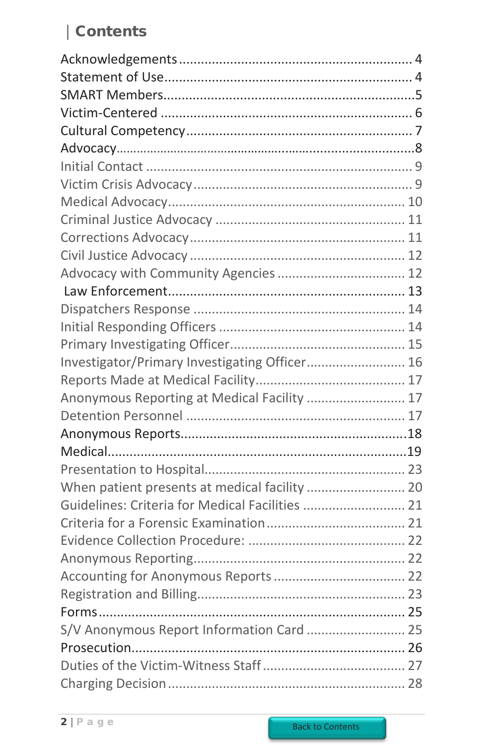# Contents

Acknowledgements ............................................................ 4
Statement of Use ............................................................ 4
SMART Members ............................................................ 5
Victim-Centered ............................................................ 6
Cultural Competency ............................................................ 7
Advocacy ............................................................ 8
- Initial Contact ............................................................ 9
- Victim Crisis Advocacy ............................................................ 9
- Medical Advocacy ............................................................ 10
- Criminal Justice Advocacy ............................................................ 11
- Corrections Advocacy ............................................................ 11
- Civil Justice Advocacy ............................................................ 12
- Advocacy with Community Agencies ............................................................ 12

Law Enforcement ............................................................ 13
- Dispatchers Response ............................................................ 14
- Initial Responding Officers ............................................................ 14
- Primary Investigating Officer ............................................................ 15
- Investigator/Primary Investigating Officer ............................................................ 16
- Reports Made at Medical Facility ............................................................ 17
- Anonymous Reporting at Medical Facility ............................................................ 17
- Detention Personnel ............................................................ 17

Anonymous Reports ............................................................ 18
Medical ............................................................ 19
- Presentation to Hospital ............................................................ 23
- When patient presents at medical facility ............................................................ 20
- Guidelines: Criteria for Medical Facilities ............................................................ 21
- Criteria for a Forensic Examination ............................................................ 21
- Evidence Collection Procedure: ............................................................ 22
- Anonymous Reporting ............................................................ 22
- Accounting for Anonymous Reports ............................................................ 22
- Registration and Billing ............................................................ 23

Forms ............................................................ 25
- S/V Anonymous Report Information Card ............................................................ 25

Prosecution ............................................................ 26
- Duties of the Victim-Witness Staff ............................................................ 27
- Charging Decision ............................................................ 28

Back to Contents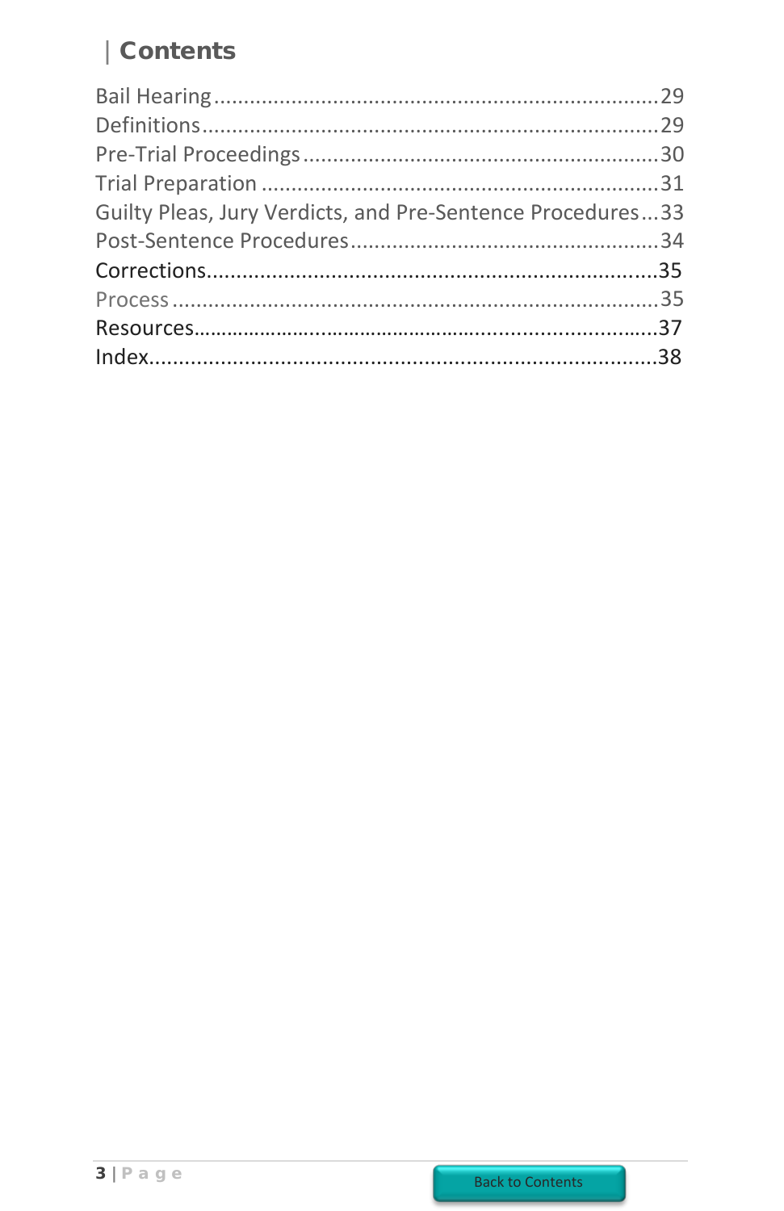# Contents

Bail Hearing ....................................................................29
Definitions ......................................................................29
Pre-Trial Proceedings ........................................................30
Trial Preparation ..............................................................31
Guilty Pleas, Jury Verdicts, and Pre-Sentence Procedures...33
Post-Sentence Procedures ..................................................34
Corrections.......................................................................35
Process ............................................................................35
Resources.........................................................................37
Index...............................................................................38

Back to Contents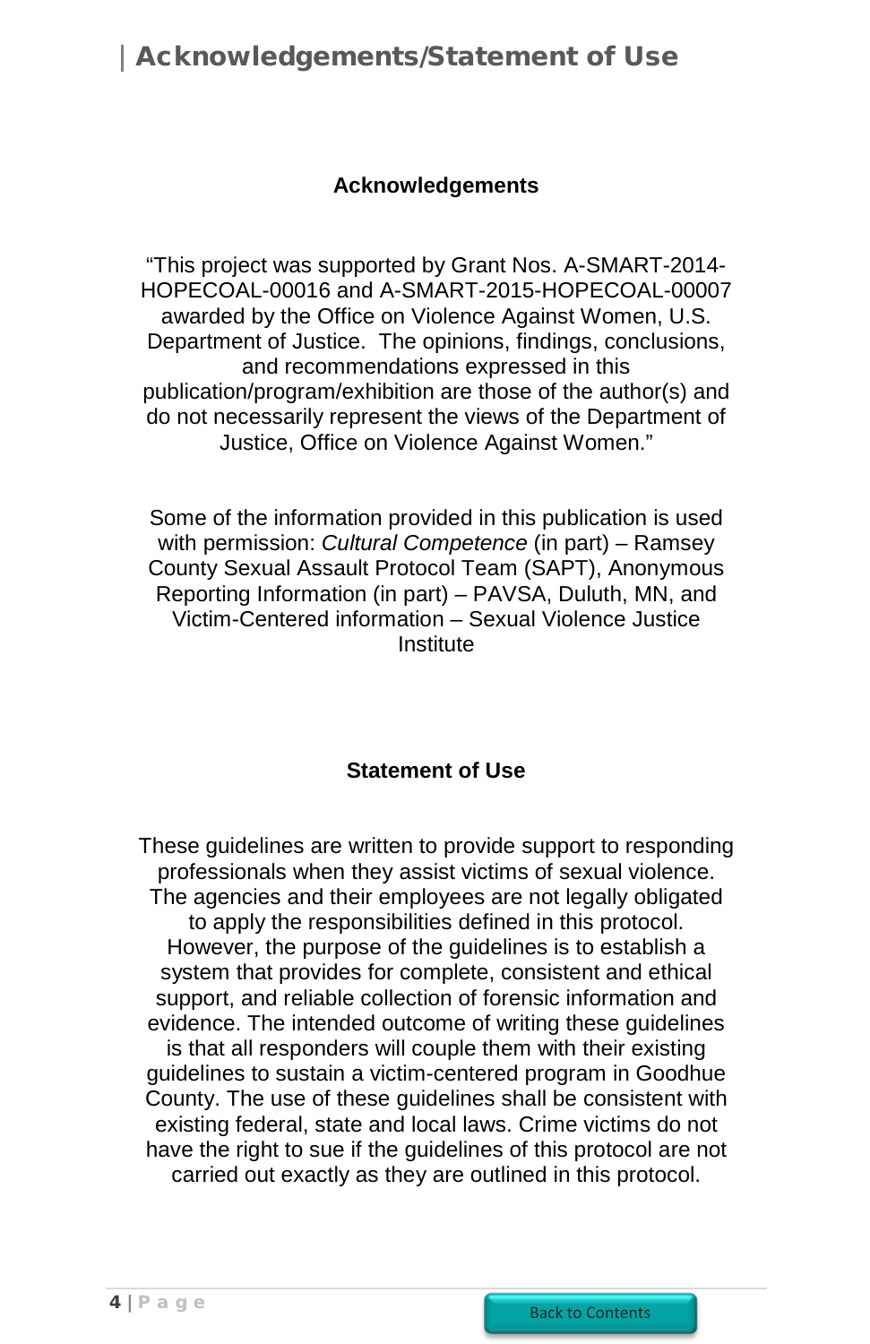# Acknowledgements/Statement of Use

## Acknowledgements

"This project was supported by Grant Nos. A-SMART-2014-HOPECOAL-00016 and A-SMART-2015-HOPECOAL-00007 awarded by the Office on Violence Against Women, U.S. Department of Justice. The opinions, findings, conclusions, and recommendations expressed in this publication/program/exhibition are those of the author(s) and do not necessarily represent the views of the Department of Justice, Office on Violence Against Women."

Some of the information provided in this publication is used with permission: *Cultural Competence* (in part) – Ramsey County Sexual Assault Protocol Team (SAPT), Anonymous Reporting Information (in part) – PAVSA, Duluth, MN, and Victim-Centered information – Sexual Violence Justice Institute

## Statement of Use

These guidelines are written to provide support to responding professionals when they assist victims of sexual violence. The agencies and their employees are not legally obligated to apply the responsibilities defined in this protocol. However, the purpose of the guidelines is to establish a system that provides for complete, consistent and ethical support, and reliable collection of forensic information and evidence. The intended outcome of writing these guidelines is that all responders will couple them with their existing guidelines to sustain a victim-centered program in Goodhue County. The use of these guidelines shall be consistent with existing federal, state and local laws. Crime victims do not have the right to sue if the guidelines of this protocol are not carried out exactly as they are outlined in this protocol.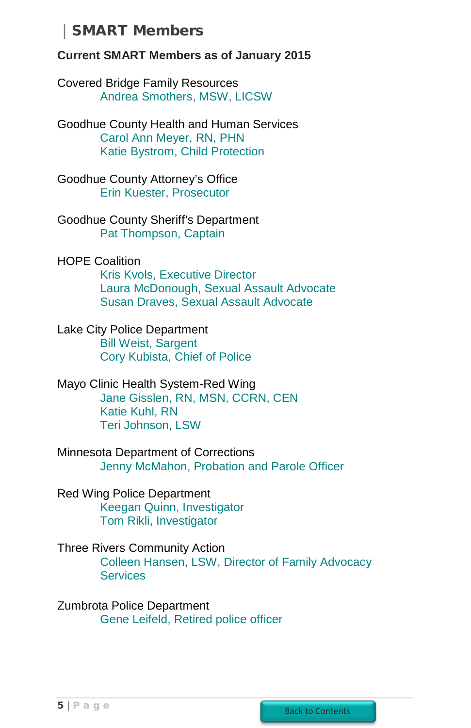## SMART Members

**Current SMART Members as of January 2015**

Covered Bridge Family Resources
- Andrea Smothers, MSW, LICSW

Goodhue County Health and Human Services
- Carol Ann Meyer, RN, PHN
- Katie Bystrom, Child Protection

Goodhue County Attorney's Office
- Erin Kuester, Prosecutor

Goodhue County Sheriff's Department
- Pat Thompson, Captain

HOPE Coalition
- Kris Kvols, Executive Director
- Laura McDonough, Sexual Assault Advocate
- Susan Draves, Sexual Assault Advocate

Lake City Police Department
- Bill Weist, Sargent
- Cory Kubista, Chief of Police

Mayo Clinic Health System-Red Wing
- Jane Gisslen, RN, MSN, CCRN, CEN
- Katie Kuhl, RN
- Teri Johnson, LSW

Minnesota Department of Corrections
- Jenny McMahon, Probation and Parole Officer

Red Wing Police Department
- Keegan Quinn, Investigator
- Tom Rikli, Investigator

Three Rivers Community Action
- Colleen Hansen, LSW, Director of Family Advocacy Services

Zumbrota Police Department
- Gene Leifeld, Retired police officer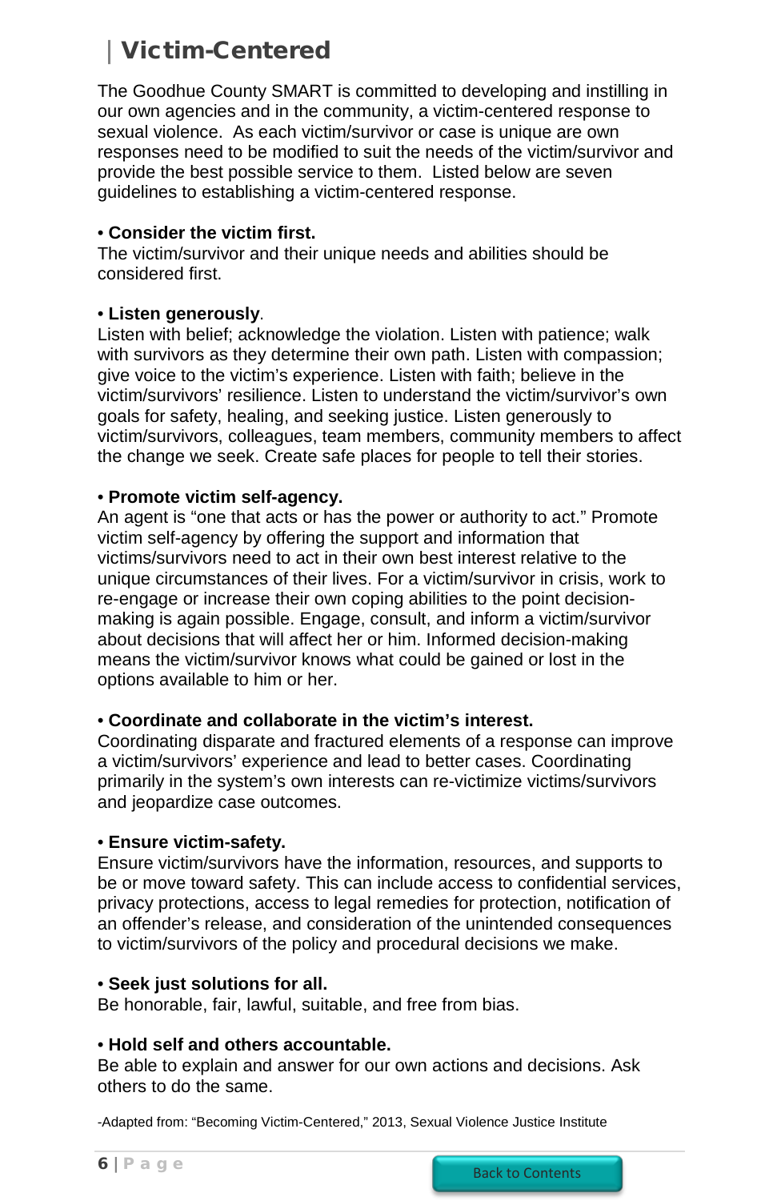# Victim-Centered

The Goodhue County SMART is committed to developing and instilling in our own agencies and in the community, a victim-centered response to sexual violence. As each victim/survivor or case is unique are own responses need to be modified to suit the needs of the victim/survivor and provide the best possible service to them. Listed below are seven guidelines to establishing a victim-centered response.

**• Consider the victim first.**
The victim/survivor and their unique needs and abilities should be considered first.

**• Listen generously**.
Listen with belief; acknowledge the violation. Listen with patience; walk with survivors as they determine their own path. Listen with compassion; give voice to the victim's experience. Listen with faith; believe in the victim/survivors' resilience. Listen to understand the victim/survivor's own goals for safety, healing, and seeking justice. Listen generously to victim/survivors, colleagues, team members, community members to affect the change we seek. Create safe places for people to tell their stories.

**• Promote victim self-agency.**
An agent is "one that acts or has the power or authority to act." Promote victim self-agency by offering the support and information that victims/survivors need to act in their own best interest relative to the unique circumstances of their lives. For a victim/survivor in crisis, work to re-engage or increase their own coping abilities to the point decision-making is again possible. Engage, consult, and inform a victim/survivor about decisions that will affect her or him. Informed decision-making means the victim/survivor knows what could be gained or lost in the options available to him or her.

**• Coordinate and collaborate in the victim's interest.**
Coordinating disparate and fractured elements of a response can improve a victim/survivors' experience and lead to better cases. Coordinating primarily in the system's own interests can re-victimize victims/survivors and jeopardize case outcomes.

**• Ensure victim-safety.**
Ensure victim/survivors have the information, resources, and supports to be or move toward safety. This can include access to confidential services, privacy protections, access to legal remedies for protection, notification of an offender's release, and consideration of the unintended consequences to victim/survivors of the policy and procedural decisions we make.

**• Seek just solutions for all.**
Be honorable, fair, lawful, suitable, and free from bias.

**• Hold self and others accountable.**
Be able to explain and answer for our own actions and decisions. Ask others to do the same.

-Adapted from: "Becoming Victim-Centered," 2013, Sexual Violence Justice Institute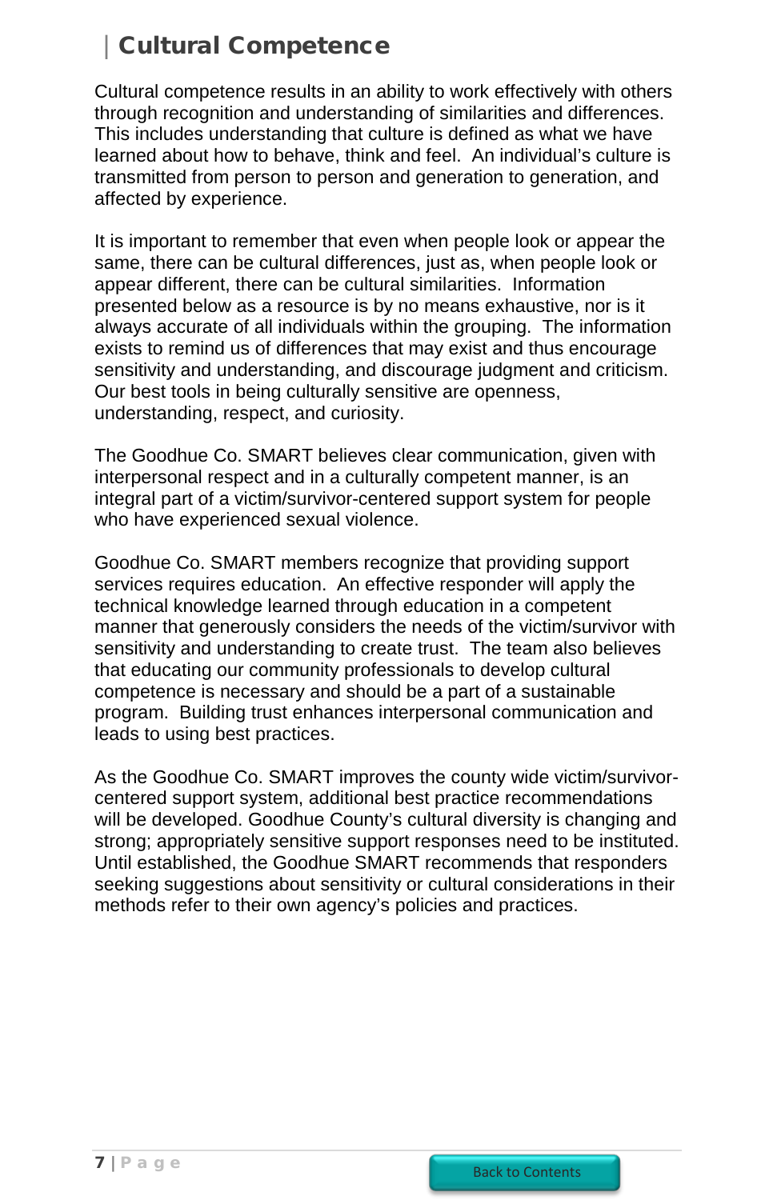## Cultural Competence

Cultural competence results in an ability to work effectively with others through recognition and understanding of similarities and differences. This includes understanding that culture is defined as what we have learned about how to behave, think and feel. An individual's culture is transmitted from person to person and generation to generation, and affected by experience.

It is important to remember that even when people look or appear the same, there can be cultural differences, just as, when people look or appear different, there can be cultural similarities. Information presented below as a resource is by no means exhaustive, nor is it always accurate of all individuals within the grouping. The information exists to remind us of differences that may exist and thus encourage sensitivity and understanding, and discourage judgment and criticism. Our best tools in being culturally sensitive are openness, understanding, respect, and curiosity.

The Goodhue Co. SMART believes clear communication, given with interpersonal respect and in a culturally competent manner, is an integral part of a victim/survivor-centered support system for people who have experienced sexual violence.

Goodhue Co. SMART members recognize that providing support services requires education. An effective responder will apply the technical knowledge learned through education in a competent manner that generously considers the needs of the victim/survivor with sensitivity and understanding to create trust. The team also believes that educating our community professionals to develop cultural competence is necessary and should be a part of a sustainable program. Building trust enhances interpersonal communication and leads to using best practices.

As the Goodhue Co. SMART improves the county wide victim/survivor-centered support system, additional best practice recommendations will be developed. Goodhue County's cultural diversity is changing and strong; appropriately sensitive support responses need to be instituted. Until established, the Goodhue SMART recommends that responders seeking suggestions about sensitivity or cultural considerations in their methods refer to their own agency's policies and practices.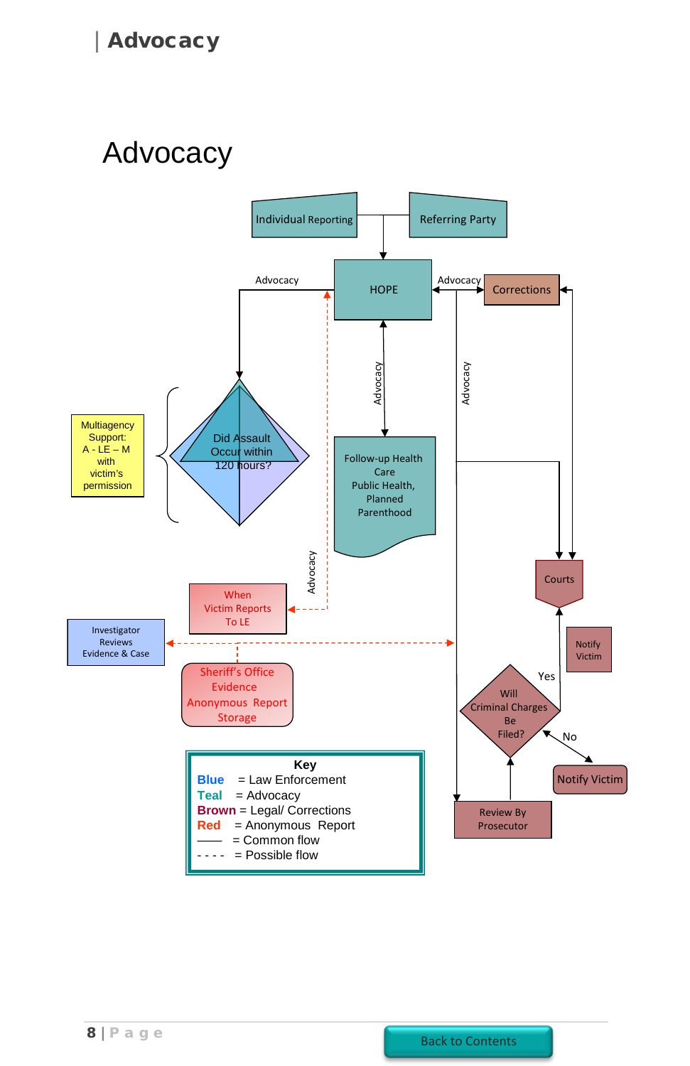# Advocacy

Individual Reporting

Referring Party

HOPE

Advocacy

Advocacy

Corrections

Advocacy

Advocacy

Multiagency Support: A - LE – M with victim's permission

Did Assault Occur within 120 hours?

Follow-up Health Care Public Health, Planned Parenthood

Advocacy

When Victim Reports To LE

Courts

Investigator Reviews Evidence & Case

Sheriff's Office Evidence Anonymous Report Storage

Notify Victim

Yes

Will Criminal Charges Be Filed?

No

Notify Victim

Review By Prosecutor

**Key**

**Blue** = Law Enforcement
**Teal** = Advocacy
**Brown** = Legal/ Corrections
**Red** = Anonymous Report
—— = Common flow
- - - - = Possible flow

Back to Contents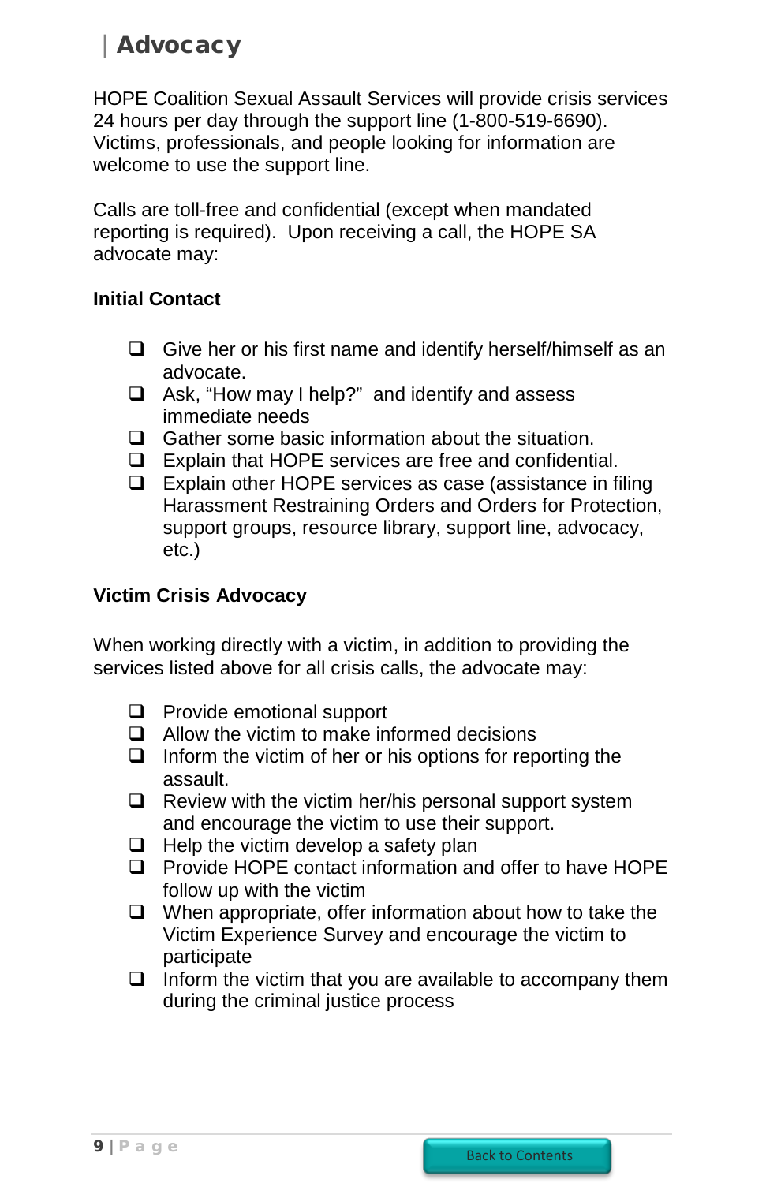## Advocacy

HOPE Coalition Sexual Assault Services will provide crisis services 24 hours per day through the support line (1-800-519-6690). Victims, professionals, and people looking for information are welcome to use the support line.

Calls are toll-free and confidential (except when mandated reporting is required). Upon receiving a call, the HOPE SA advocate may:

**Initial Contact**

- ❑ Give her or his first name and identify herself/himself as an advocate.
- ❑ Ask, "How may I help?" and identify and assess immediate needs
- ❑ Gather some basic information about the situation.
- ❑ Explain that HOPE services are free and confidential.
- ❑ Explain other HOPE services as case (assistance in filing Harassment Restraining Orders and Orders for Protection, support groups, resource library, support line, advocacy, etc.)

**Victim Crisis Advocacy**

When working directly with a victim, in addition to providing the services listed above for all crisis calls, the advocate may:

- ❑ Provide emotional support
- ❑ Allow the victim to make informed decisions
- ❑ Inform the victim of her or his options for reporting the assault.
- ❑ Review with the victim her/his personal support system and encourage the victim to use their support.
- ❑ Help the victim develop a safety plan
- ❑ Provide HOPE contact information and offer to have HOPE follow up with the victim
- ❑ When appropriate, offer information about how to take the Victim Experience Survey and encourage the victim to participate
- ❑ Inform the victim that you are available to accompany them during the criminal justice process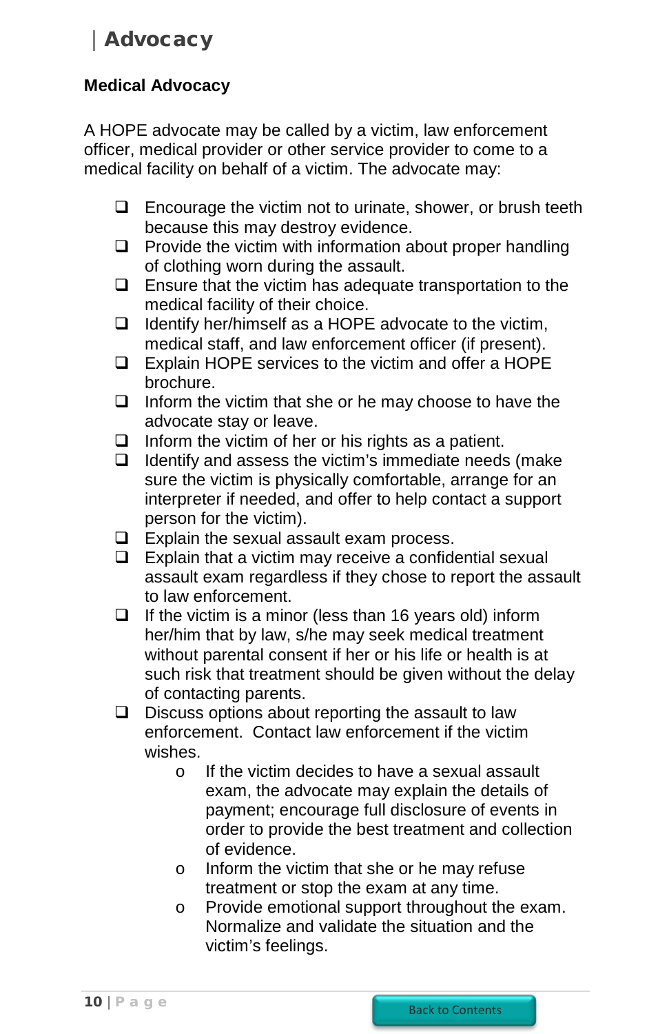# Advocacy

## Medical Advocacy

A HOPE advocate may be called by a victim, law enforcement officer, medical provider or other service provider to come to a medical facility on behalf of a victim. The advocate may:

- Encourage the victim not to urinate, shower, or brush teeth because this may destroy evidence.
- Provide the victim with information about proper handling of clothing worn during the assault.
- Ensure that the victim has adequate transportation to the medical facility of their choice.
- Identify her/himself as a HOPE advocate to the victim, medical staff, and law enforcement officer (if present).
- Explain HOPE services to the victim and offer a HOPE brochure.
- Inform the victim that she or he may choose to have the advocate stay or leave.
- Inform the victim of her or his rights as a patient.
- Identify and assess the victim's immediate needs (make sure the victim is physically comfortable, arrange for an interpreter if needed, and offer to help contact a support person for the victim).
- Explain the sexual assault exam process.
- Explain that a victim may receive a confidential sexual assault exam regardless if they chose to report the assault to law enforcement.
- If the victim is a minor (less than 16 years old) inform her/him that by law, s/he may seek medical treatment without parental consent if her or his life or health is at such risk that treatment should be given without the delay of contacting parents.
- Discuss options about reporting the assault to law enforcement. Contact law enforcement if the victim wishes.
  - If the victim decides to have a sexual assault exam, the advocate may explain the details of payment; encourage full disclosure of events in order to provide the best treatment and collection of evidence.
  - Inform the victim that she or he may refuse treatment or stop the exam at any time.
  - Provide emotional support throughout the exam. Normalize and validate the situation and the victim's feelings.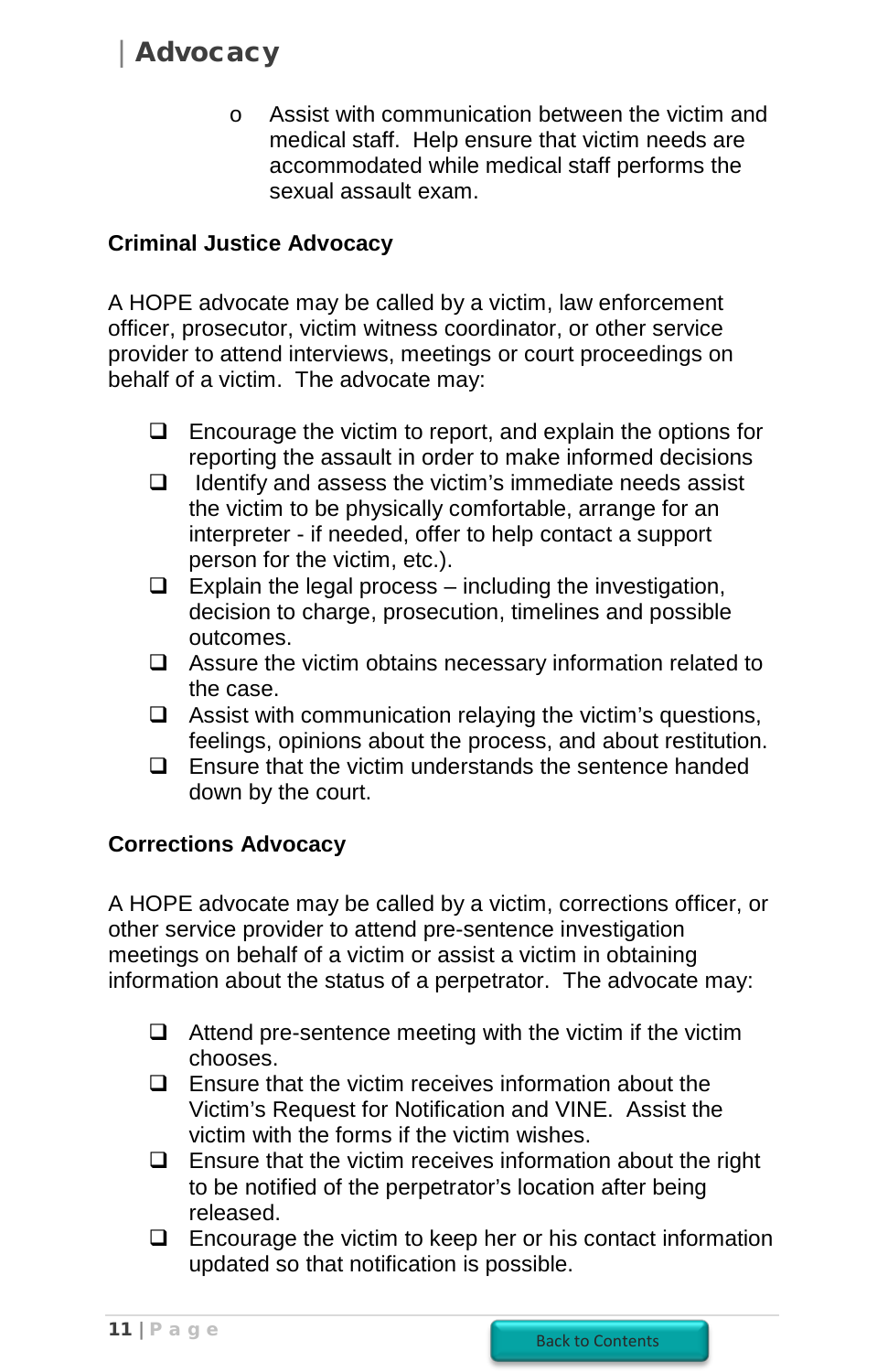- Assist with communication between the victim and medical staff. Help ensure that victim needs are accommodated while medical staff performs the sexual assault exam.

**Criminal Justice Advocacy**

A HOPE advocate may be called by a victim, law enforcement officer, prosecutor, victim witness coordinator, or other service provider to attend interviews, meetings or court proceedings on behalf of a victim. The advocate may:

- Encourage the victim to report, and explain the options for reporting the assault in order to make informed decisions
- Identify and assess the victim's immediate needs assist the victim to be physically comfortable, arrange for an interpreter - if needed, offer to help contact a support person for the victim, etc.).
- Explain the legal process – including the investigation, decision to charge, prosecution, timelines and possible outcomes.
- Assure the victim obtains necessary information related to the case.
- Assist with communication relaying the victim's questions, feelings, opinions about the process, and about restitution.
- Ensure that the victim understands the sentence handed down by the court.

**Corrections Advocacy**

A HOPE advocate may be called by a victim, corrections officer, or other service provider to attend pre-sentence investigation meetings on behalf of a victim or assist a victim in obtaining information about the status of a perpetrator. The advocate may:

- Attend pre-sentence meeting with the victim if the victim chooses.
- Ensure that the victim receives information about the Victim's Request for Notification and VINE. Assist the victim with the forms if the victim wishes.
- Ensure that the victim receives information about the right to be notified of the perpetrator's location after being released.
- Encourage the victim to keep her or his contact information updated so that notification is possible.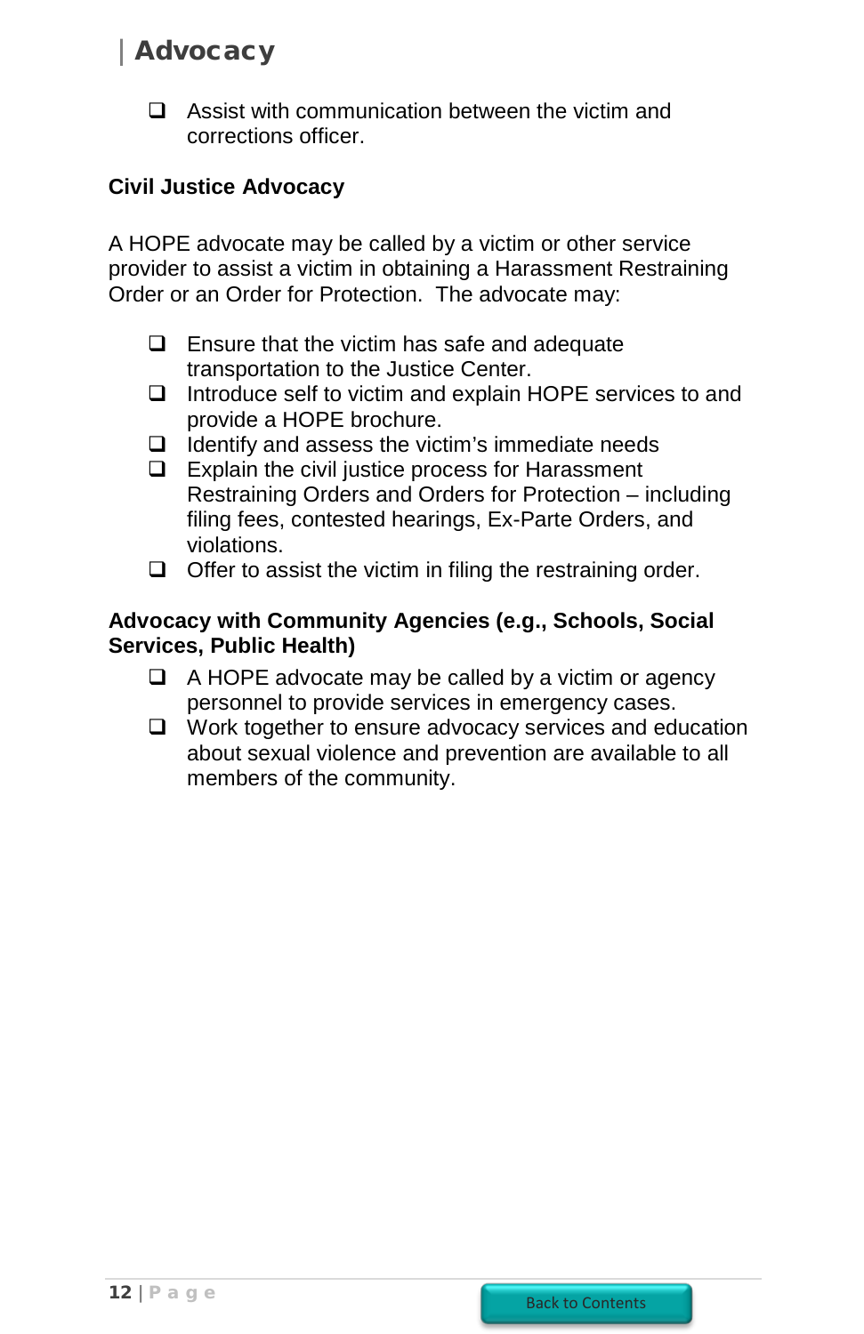- Assist with communication between the victim and corrections officer.

**Civil Justice Advocacy**

A HOPE advocate may be called by a victim or other service provider to assist a victim in obtaining a Harassment Restraining Order or an Order for Protection. The advocate may:

- Ensure that the victim has safe and adequate transportation to the Justice Center.
- Introduce self to victim and explain HOPE services to and provide a HOPE brochure.
- Identify and assess the victim's immediate needs
- Explain the civil justice process for Harassment Restraining Orders and Orders for Protection – including filing fees, contested hearings, Ex-Parte Orders, and violations.
- Offer to assist the victim in filing the restraining order.

**Advocacy with Community Agencies (e.g., Schools, Social Services, Public Health)**

- A HOPE advocate may be called by a victim or agency personnel to provide services in emergency cases.
- Work together to ensure advocacy services and education about sexual violence and prevention are available to all members of the community.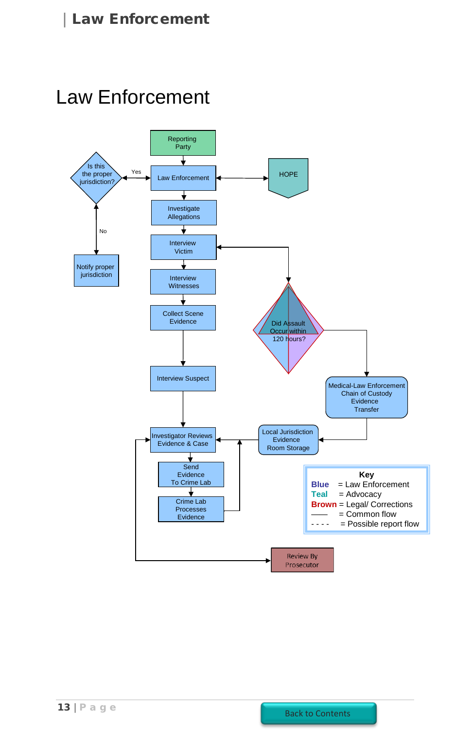# Law Enforcement

Reporting Party

Law Enforcement

HOPE

Is this the proper jurisdiction?

Yes

No

Notify proper jurisdiction

Investigate Allegations

Interview Victim

Interview Witnesses

Collect Scene Evidence

Did Assault Occur within 120 hours?

Interview Suspect

Medical-Law Enforcement Chain of Custody Evidence Transfer

Local Jurisdiction Evidence Room Storage

Investigator Reviews Evidence & Case

Send Evidence To Crime Lab

Crime Lab Processes Evidence

Review By Prosecutor

**Key**

**Blue** = Law Enforcement
**Teal** = Advocacy
**Brown** = Legal/ Corrections
—— = Common flow
- - - - = Possible report flow

Back to Contents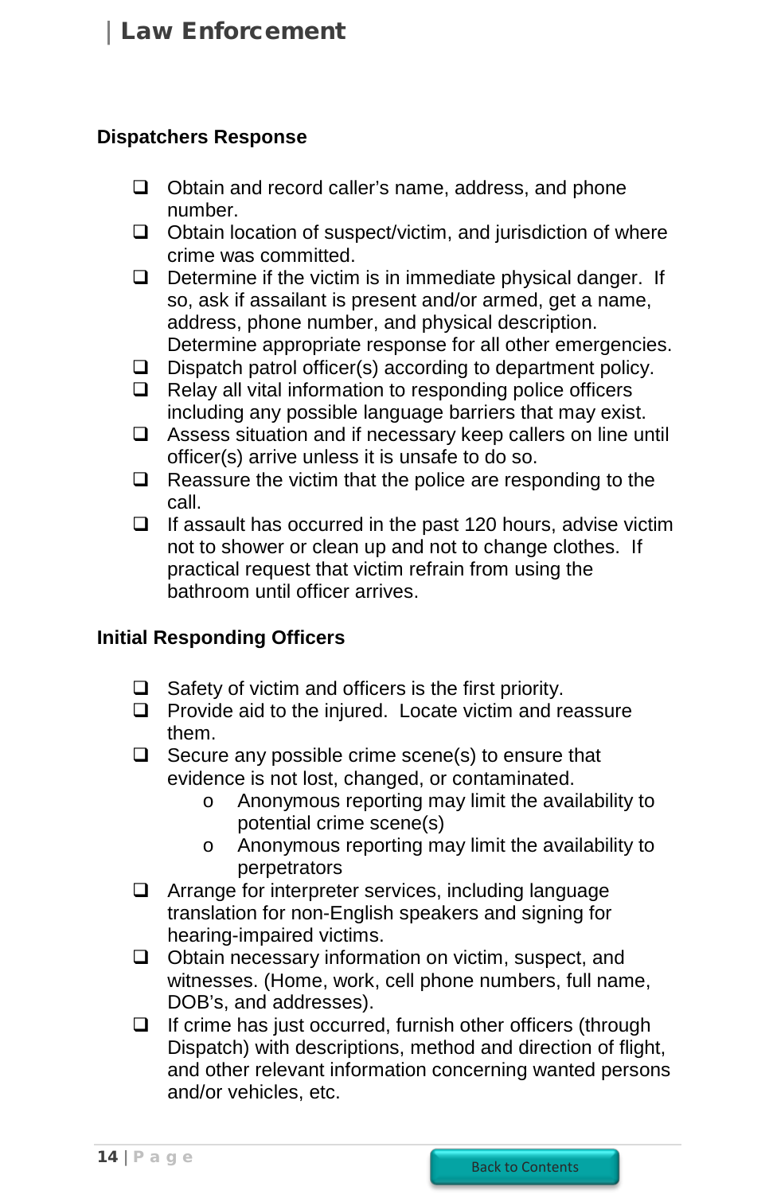## Dispatchers Response

- Obtain and record caller's name, address, and phone number.
- Obtain location of suspect/victim, and jurisdiction of where crime was committed.
- Determine if the victim is in immediate physical danger. If so, ask if assailant is present and/or armed, get a name, address, phone number, and physical description. Determine appropriate response for all other emergencies.
- Dispatch patrol officer(s) according to department policy.
- Relay all vital information to responding police officers including any possible language barriers that may exist.
- Assess situation and if necessary keep callers on line until officer(s) arrive unless it is unsafe to do so.
- Reassure the victim that the police are responding to the call.
- If assault has occurred in the past 120 hours, advise victim not to shower or clean up and not to change clothes. If practical request that victim refrain from using the bathroom until officer arrives.

## Initial Responding Officers

- Safety of victim and officers is the first priority.
- Provide aid to the injured. Locate victim and reassure them.
- Secure any possible crime scene(s) to ensure that evidence is not lost, changed, or contaminated.
  - Anonymous reporting may limit the availability to potential crime scene(s)
  - Anonymous reporting may limit the availability to perpetrators
- Arrange for interpreter services, including language translation for non-English speakers and signing for hearing-impaired victims.
- Obtain necessary information on victim, suspect, and witnesses. (Home, work, cell phone numbers, full name, DOB's, and addresses).
- If crime has just occurred, furnish other officers (through Dispatch) with descriptions, method and direction of flight, and other relevant information concerning wanted persons and/or vehicles, etc.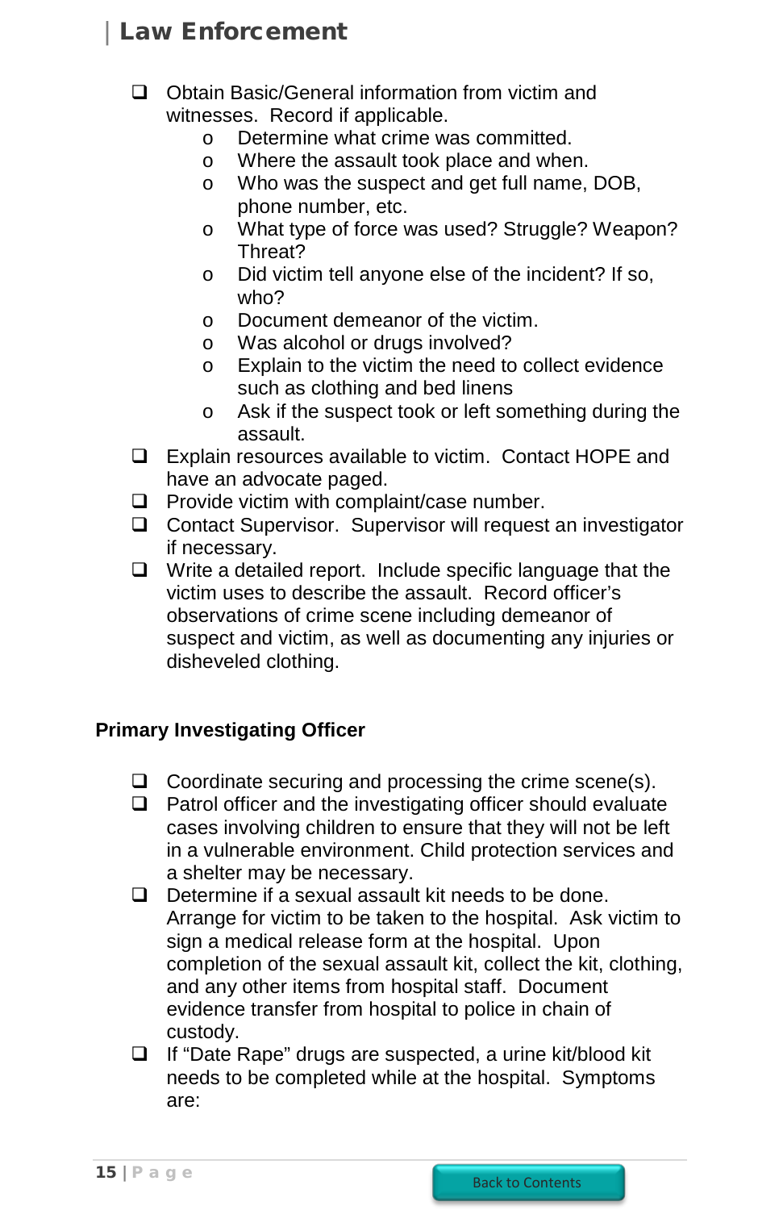- Obtain Basic/General information from victim and witnesses. Record if applicable.
  - Determine what crime was committed.
  - Where the assault took place and when.
  - Who was the suspect and get full name, DOB, phone number, etc.
  - What type of force was used? Struggle? Weapon? Threat?
  - Did victim tell anyone else of the incident? If so, who?
  - Document demeanor of the victim.
  - Was alcohol or drugs involved?
  - Explain to the victim the need to collect evidence such as clothing and bed linens
  - Ask if the suspect took or left something during the assault.
- Explain resources available to victim. Contact HOPE and have an advocate paged.
- Provide victim with complaint/case number.
- Contact Supervisor. Supervisor will request an investigator if necessary.
- Write a detailed report. Include specific language that the victim uses to describe the assault. Record officer's observations of crime scene including demeanor of suspect and victim, as well as documenting any injuries or disheveled clothing.

**Primary Investigating Officer**

- Coordinate securing and processing the crime scene(s).
- Patrol officer and the investigating officer should evaluate cases involving children to ensure that they will not be left in a vulnerable environment. Child protection services and a shelter may be necessary.
- Determine if a sexual assault kit needs to be done. Arrange for victim to be taken to the hospital. Ask victim to sign a medical release form at the hospital. Upon completion of the sexual assault kit, collect the kit, clothing, and any other items from hospital staff. Document evidence transfer from hospital to police in chain of custody.
- If "Date Rape" drugs are suspected, a urine kit/blood kit needs to be completed while at the hospital. Symptoms are: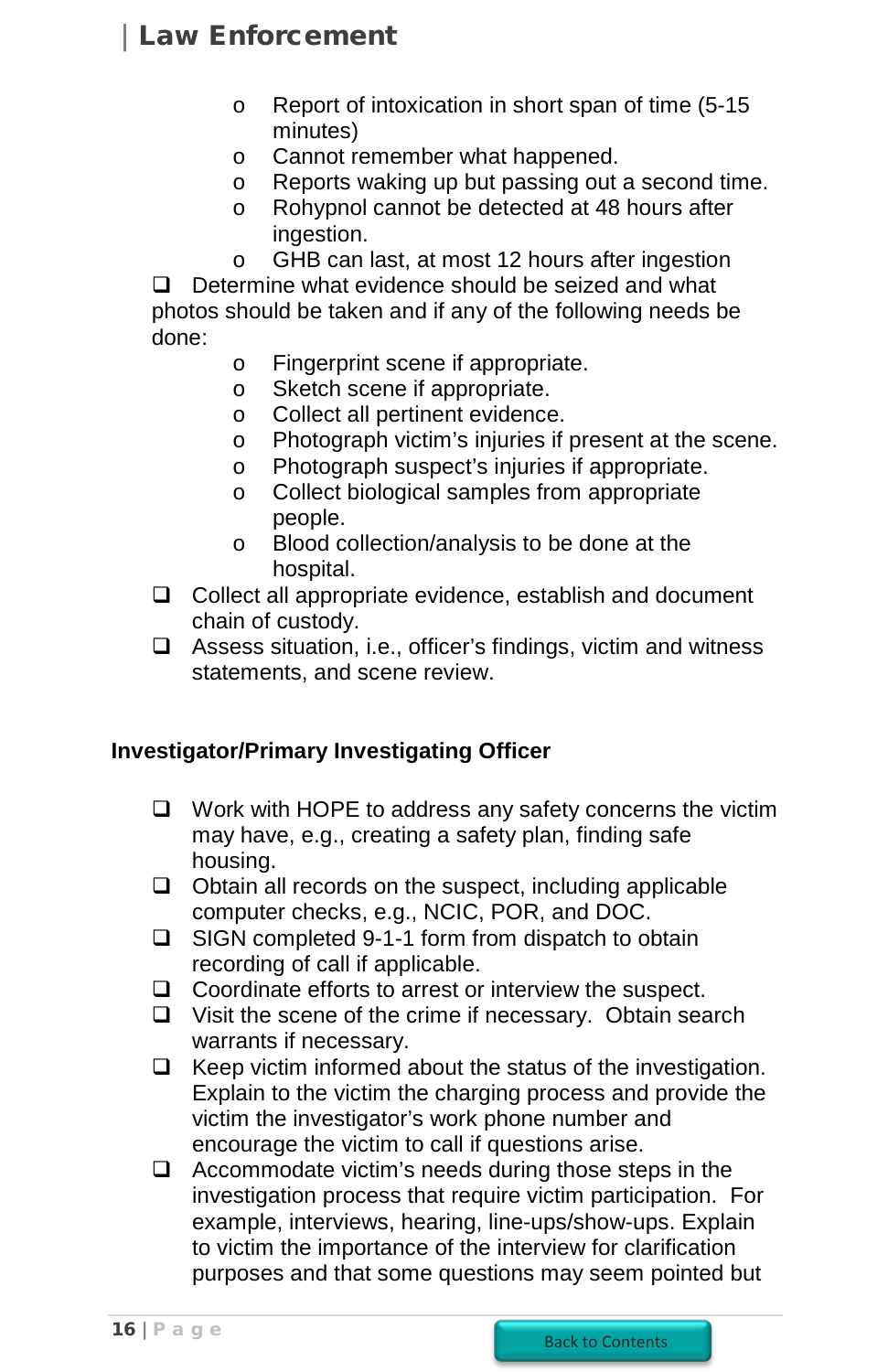- Report of intoxication in short span of time (5-15 minutes)
- Cannot remember what happened.
- Reports waking up but passing out a second time.
- Rohypnol cannot be detected at 48 hours after ingestion.
- GHB can last, at most 12 hours after ingestion

- [ ] Determine what evidence should be seized and what photos should be taken and if any of the following needs be done:
    - Fingerprint scene if appropriate.
    - Sketch scene if appropriate.
    - Collect all pertinent evidence.
    - Photograph victim's injuries if present at the scene.
    - Photograph suspect's injuries if appropriate.
    - Collect biological samples from appropriate people.
    - Blood collection/analysis to be done at the hospital.
- [ ] Collect all appropriate evidence, establish and document chain of custody.
- [ ] Assess situation, i.e., officer's findings, victim and witness statements, and scene review.

**Investigator/Primary Investigating Officer**

- [ ] Work with HOPE to address any safety concerns the victim may have, e.g., creating a safety plan, finding safe housing.
- [ ] Obtain all records on the suspect, including applicable computer checks, e.g., NCIC, POR, and DOC.
- [ ] SIGN completed 9-1-1 form from dispatch to obtain recording of call if applicable.
- [ ] Coordinate efforts to arrest or interview the suspect.
- [ ] Visit the scene of the crime if necessary. Obtain search warrants if necessary.
- [ ] Keep victim informed about the status of the investigation. Explain to the victim the charging process and provide the victim the investigator's work phone number and encourage the victim to call if questions arise.
- [ ] Accommodate victim's needs during those steps in the investigation process that require victim participation. For example, interviews, hearing, line-ups/show-ups. Explain to victim the importance of the interview for clarification purposes and that some questions may seem pointed but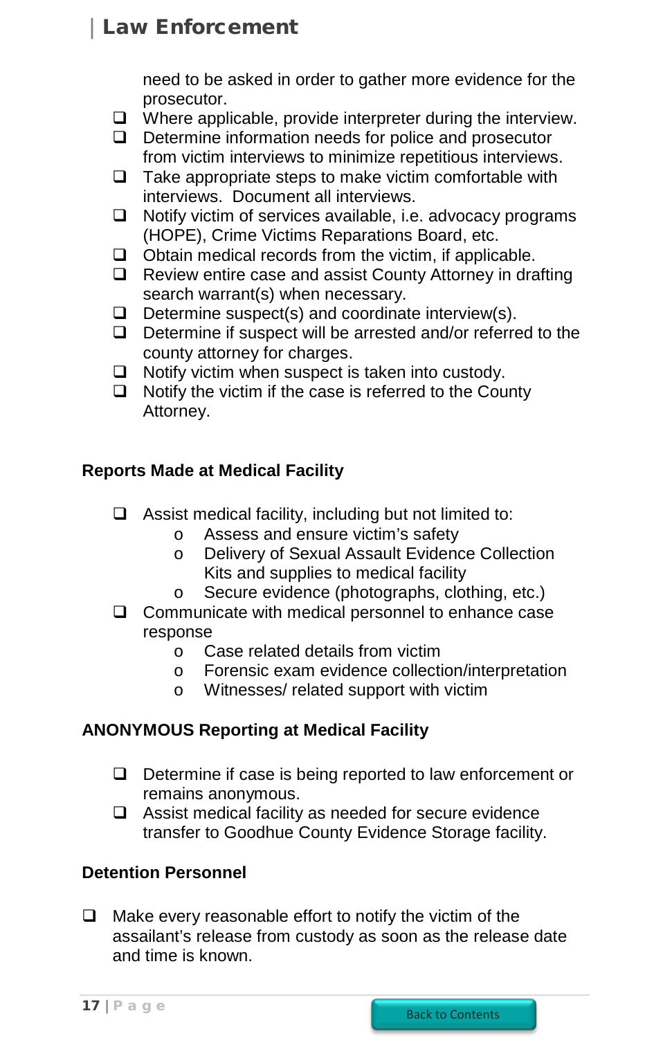need to be asked in order to gather more evidence for the prosecutor.

- ☐ Where applicable, provide interpreter during the interview.
- ☐ Determine information needs for police and prosecutor from victim interviews to minimize repetitious interviews.
- ☐ Take appropriate steps to make victim comfortable with interviews. Document all interviews.
- ☐ Notify victim of services available, i.e. advocacy programs (HOPE), Crime Victims Reparations Board, etc.
- ☐ Obtain medical records from the victim, if applicable.
- ☐ Review entire case and assist County Attorney in drafting search warrant(s) when necessary.
- ☐ Determine suspect(s) and coordinate interview(s).
- ☐ Determine if suspect will be arrested and/or referred to the county attorney for charges.
- ☐ Notify victim when suspect is taken into custody.
- ☐ Notify the victim if the case is referred to the County Attorney.

**Reports Made at Medical Facility**

- ☐ Assist medical facility, including but not limited to:
  - Assess and ensure victim's safety
  - Delivery of Sexual Assault Evidence Collection Kits and supplies to medical facility
  - Secure evidence (photographs, clothing, etc.)
- ☐ Communicate with medical personnel to enhance case response
  - Case related details from victim
  - Forensic exam evidence collection/interpretation
  - Witnesses/ related support with victim

**ANONYMOUS Reporting at Medical Facility**

- ☐ Determine if case is being reported to law enforcement or remains anonymous.
- ☐ Assist medical facility as needed for secure evidence transfer to Goodhue County Evidence Storage facility.

**Detention Personnel**

- ☐ Make every reasonable effort to notify the victim of the assailant's release from custody as soon as the release date and time is known.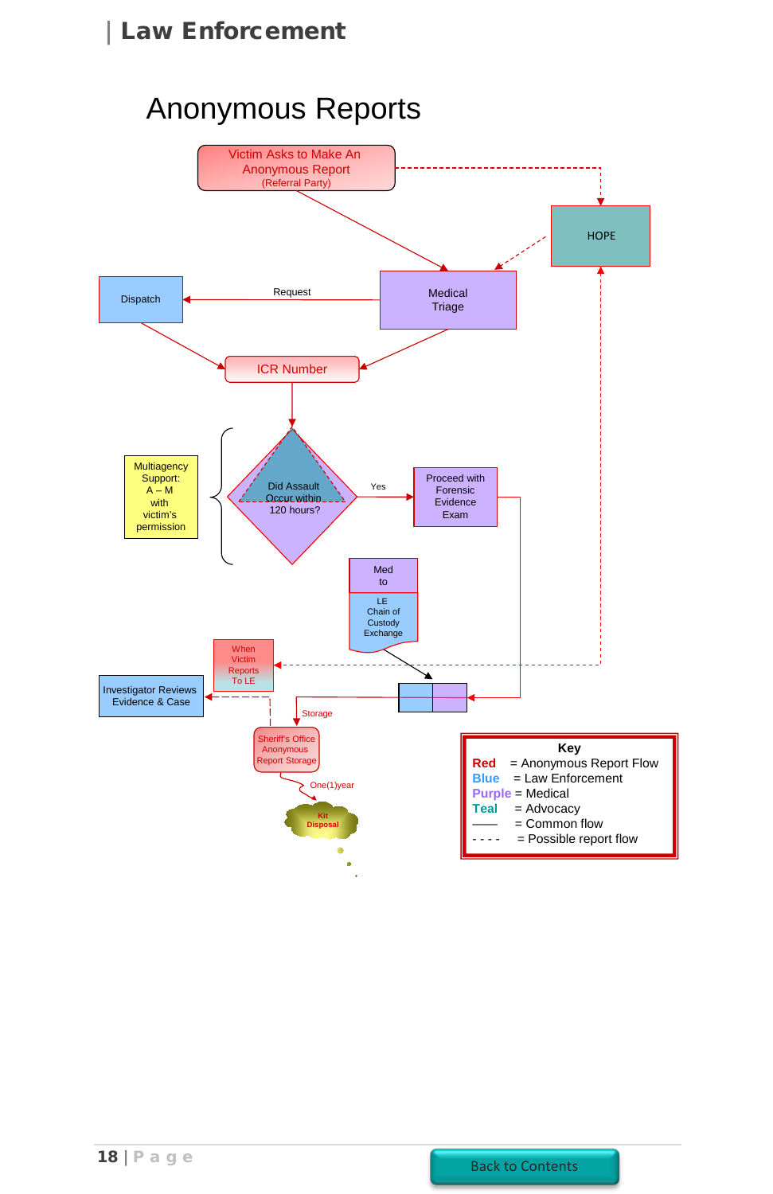# Anonymous Reports

Victim Asks to Make An Anonymous Report (Referral Party)

HOPE

Dispatch

Request

Medical Triage

ICR Number

Multiagency Support: A – M with victim's permission

Did Assault Occur within 120 hours?

Yes

Proceed with Forensic Evidence Exam

Med to LE Chain of Custody Exchange

When Victim Reports To LE

Investigator Reviews Evidence & Case

Storage

Sheriff's Office Anonymous Report Storage

One(1)year

Kit Disposal

**Key**

| | |
|---|---|
| Red | = Anonymous Report Flow |
| Blue | = Law Enforcement |
| Purple | = Medical |
| Teal | = Advocacy |
| —— | = Common flow |
| - - - - | = Possible report flow |

Back to Contents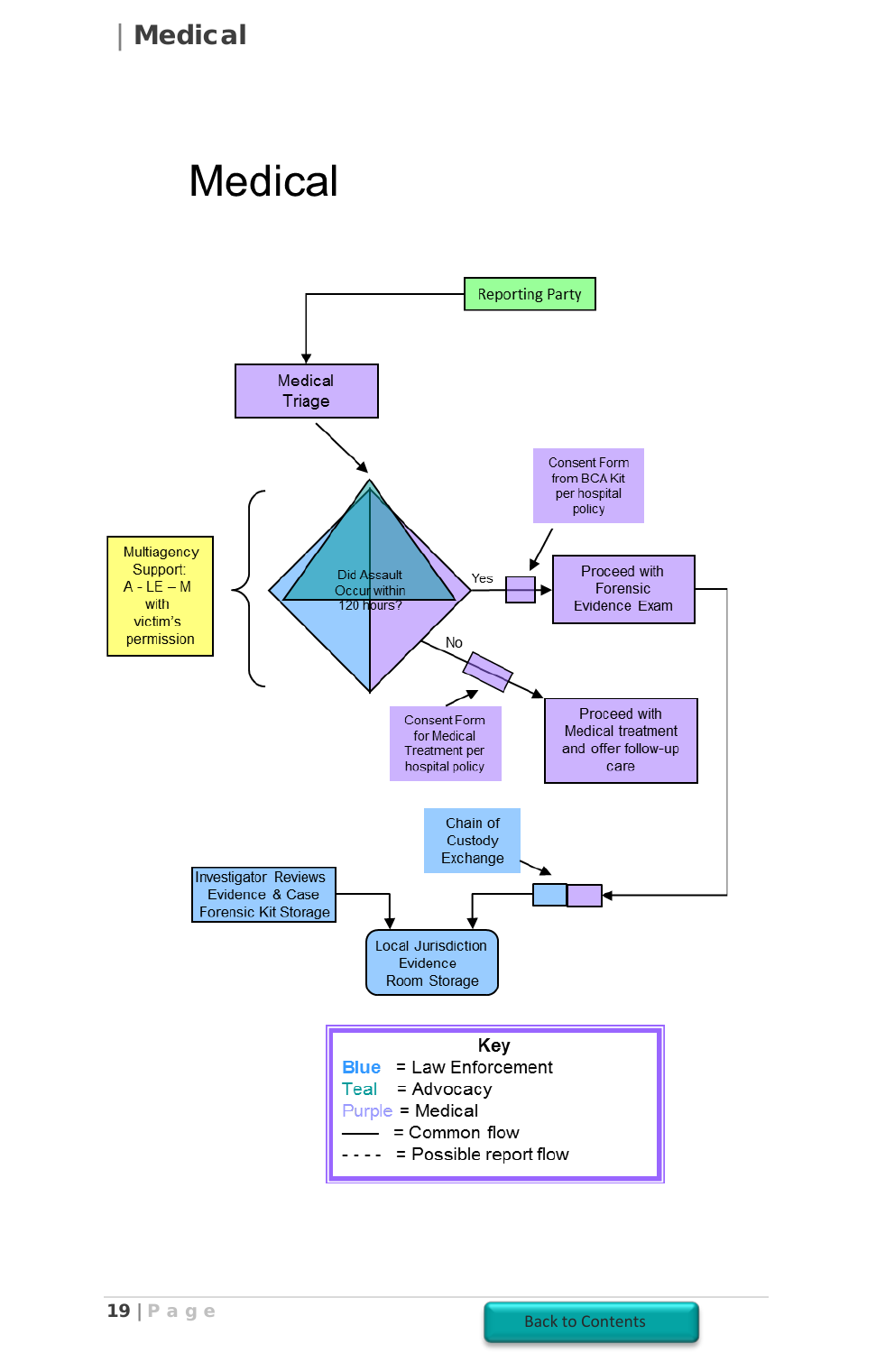# Medical

Reporting Party

Medical Triage

Multiagency Support: A - LE – M with victim's permission

Did Assault Occur within 120 hours?

Yes

Consent Form from BCA Kit per hospital policy

Proceed with Forensic Evidence Exam

No

Consent Form for Medical Treatment per hospital policy

Proceed with Medical treatment and offer follow-up care

Chain of Custody Exchange

Investigator Reviews Evidence & Case Forensic Kit Storage

Local Jurisdiction Evidence Room Storage

**Key**

Blue = Law Enforcement
Teal = Advocacy
Purple = Medical
—— = Common flow
- - - - = Possible report flow

Back to Contents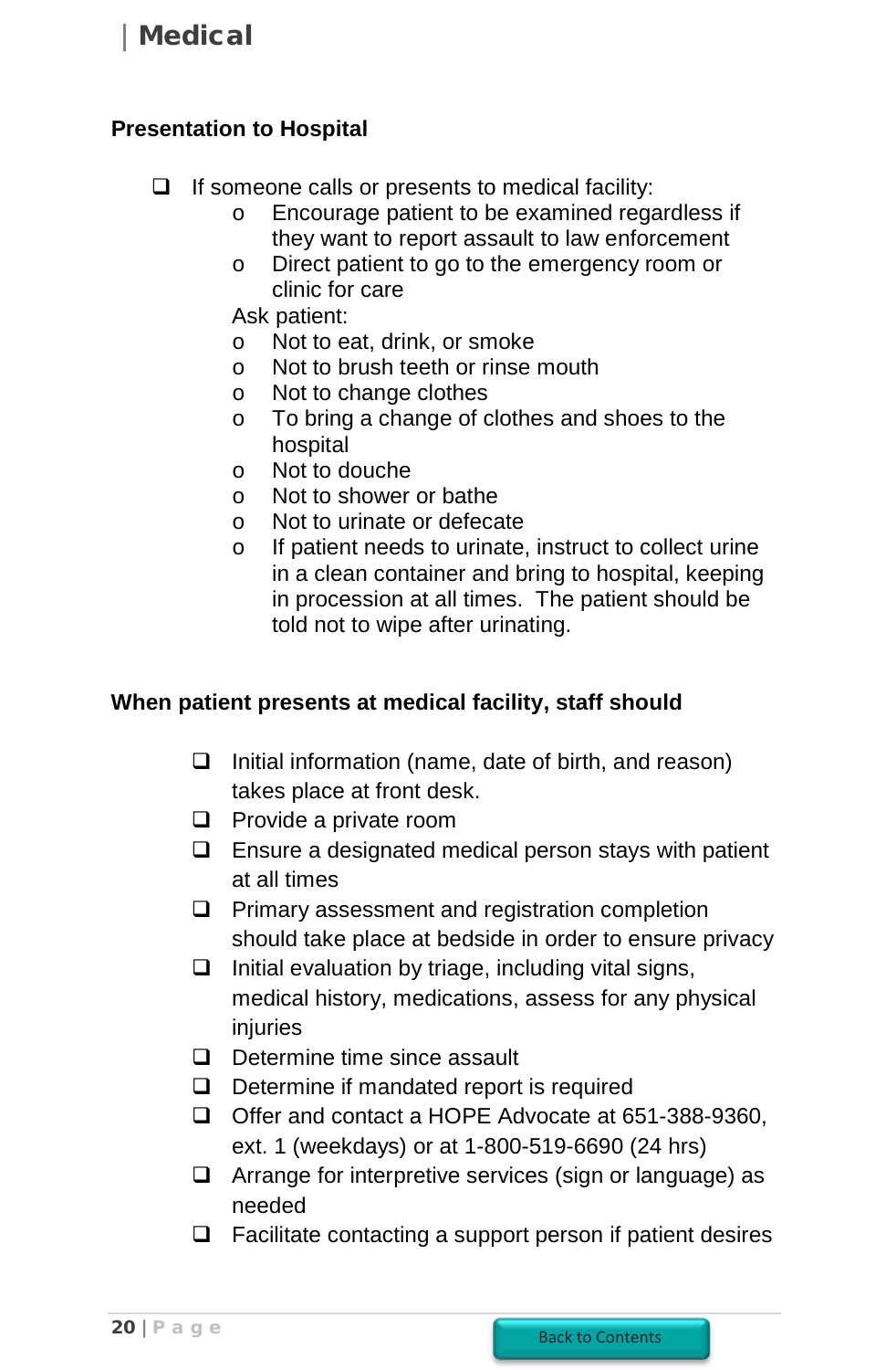# Medical

## Presentation to Hospital

- If someone calls or presents to medical facility:
  - Encourage patient to be examined regardless if they want to report assault to law enforcement
  - Direct patient to go to the emergency room or clinic for care

  Ask patient:
  - Not to eat, drink, or smoke
  - Not to brush teeth or rinse mouth
  - Not to change clothes
  - To bring a change of clothes and shoes to the hospital
  - Not to douche
  - Not to shower or bathe
  - Not to urinate or defecate
  - If patient needs to urinate, instruct to collect urine in a clean container and bring to hospital, keeping in procession at all times. The patient should be told not to wipe after urinating.

## When patient presents at medical facility, staff should

- Initial information (name, date of birth, and reason) takes place at front desk.
- Provide a private room
- Ensure a designated medical person stays with patient at all times
- Primary assessment and registration completion should take place at bedside in order to ensure privacy
- Initial evaluation by triage, including vital signs, medical history, medications, assess for any physical injuries
- Determine time since assault
- Determine if mandated report is required
- Offer and contact a HOPE Advocate at 651-388-9360, ext. 1 (weekdays) or at 1-800-519-6690 (24 hrs)
- Arrange for interpretive services (sign or language) as needed
- Facilitate contacting a support person if patient desires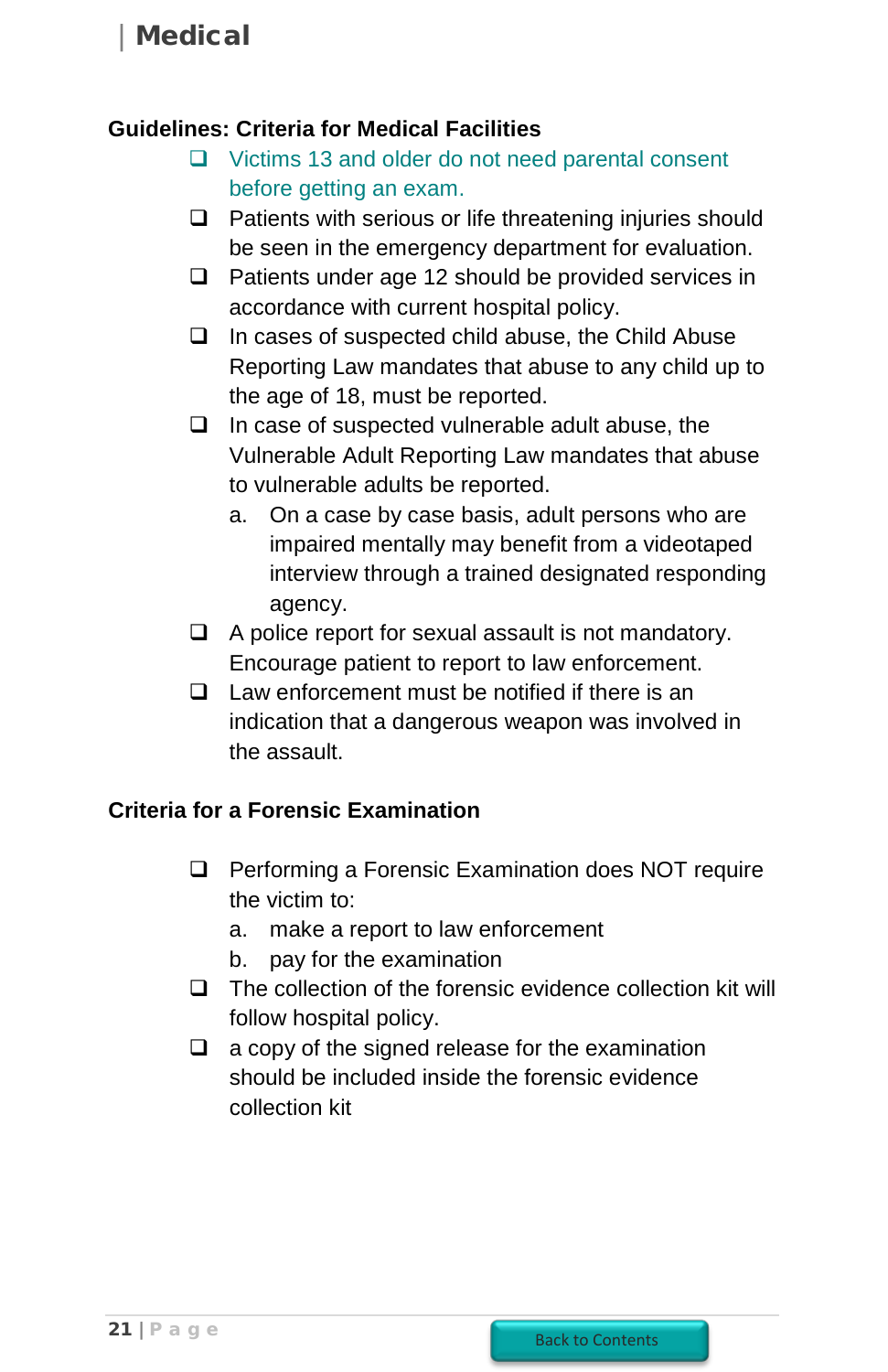## Guidelines: Criteria for Medical Facilities

- Victims 13 and older do not need parental consent before getting an exam.
- Patients with serious or life threatening injuries should be seen in the emergency department for evaluation.
- Patients under age 12 should be provided services in accordance with current hospital policy.
- In cases of suspected child abuse, the Child Abuse Reporting Law mandates that abuse to any child up to the age of 18, must be reported.
- In case of suspected vulnerable adult abuse, the Vulnerable Adult Reporting Law mandates that abuse to vulnerable adults be reported.
  a. On a case by case basis, adult persons who are impaired mentally may benefit from a videotaped interview through a trained designated responding agency.
- A police report for sexual assault is not mandatory. Encourage patient to report to law enforcement.
- Law enforcement must be notified if there is an indication that a dangerous weapon was involved in the assault.

## Criteria for a Forensic Examination

- Performing a Forensic Examination does NOT require the victim to:
  a. make a report to law enforcement
  b. pay for the examination
- The collection of the forensic evidence collection kit will follow hospital policy.
- a copy of the signed release for the examination should be included inside the forensic evidence collection kit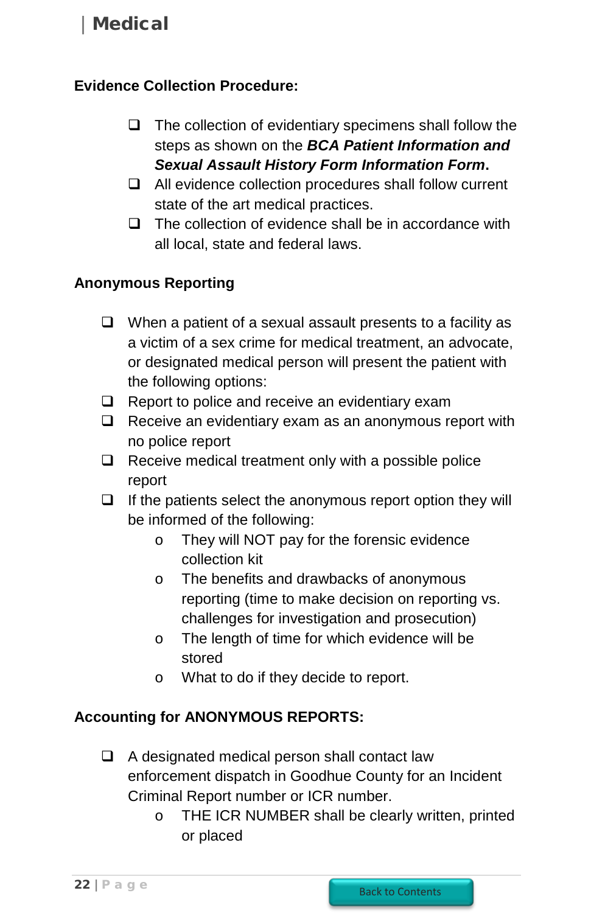**Evidence Collection Procedure:**

- The collection of evidentiary specimens shall follow the steps as shown on the ***BCA Patient Information and Sexual Assault History Form Information Form***.
- All evidence collection procedures shall follow current state of the art medical practices.
- The collection of evidence shall be in accordance with all local, state and federal laws.

**Anonymous Reporting**

- When a patient of a sexual assault presents to a facility as a victim of a sex crime for medical treatment, an advocate, or designated medical person will present the patient with the following options:
- Report to police and receive an evidentiary exam
- Receive an evidentiary exam as an anonymous report with no police report
- Receive medical treatment only with a possible police report
- If the patients select the anonymous report option they will be informed of the following:
  - They will NOT pay for the forensic evidence collection kit
  - The benefits and drawbacks of anonymous reporting (time to make decision on reporting vs. challenges for investigation and prosecution)
  - The length of time for which evidence will be stored
  - What to do if they decide to report.

**Accounting for ANONYMOUS REPORTS:**

- A designated medical person shall contact law enforcement dispatch in Goodhue County for an Incident Criminal Report number or ICR number.
  - THE ICR NUMBER shall be clearly written, printed or placed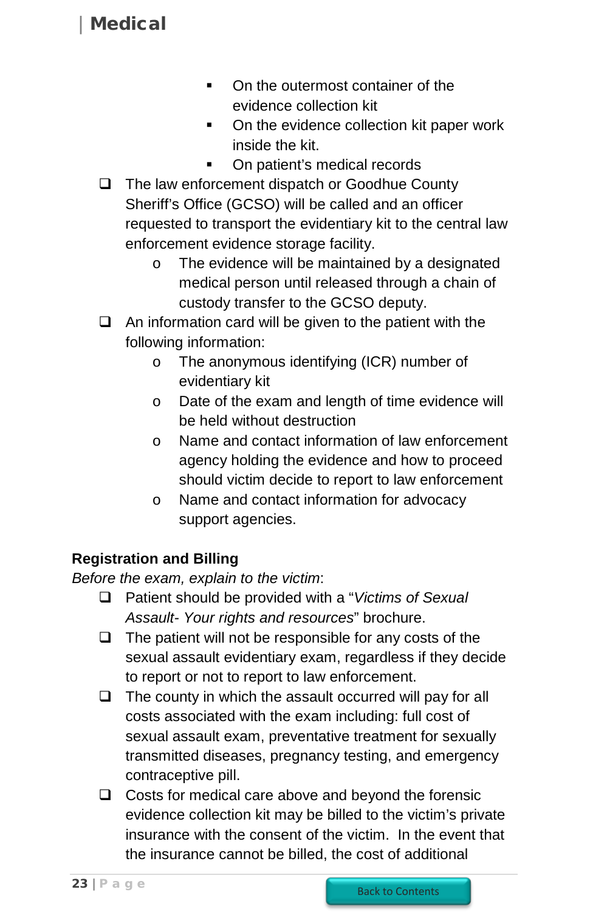- On the outermost container of the evidence collection kit
- On the evidence collection kit paper work inside the kit.
- On patient's medical records

- ❑ The law enforcement dispatch or Goodhue County Sheriff's Office (GCSO) will be called and an officer requested to transport the evidentiary kit to the central law enforcement evidence storage facility.
  - o The evidence will be maintained by a designated medical person until released through a chain of custody transfer to the GCSO deputy.
- ❑ An information card will be given to the patient with the following information:
  - o The anonymous identifying (ICR) number of evidentiary kit
  - o Date of the exam and length of time evidence will be held without destruction
  - o Name and contact information of law enforcement agency holding the evidence and how to proceed should victim decide to report to law enforcement
  - o Name and contact information for advocacy support agencies.

**Registration and Billing**

*Before the exam, explain to the victim*:

- ❑ Patient should be provided with a "*Victims of Sexual Assault- Your rights and resources*" brochure.
- ❑ The patient will not be responsible for any costs of the sexual assault evidentiary exam, regardless if they decide to report or not to report to law enforcement.
- ❑ The county in which the assault occurred will pay for all costs associated with the exam including: full cost of sexual assault exam, preventative treatment for sexually transmitted diseases, pregnancy testing, and emergency contraceptive pill.
- ❑ Costs for medical care above and beyond the forensic evidence collection kit may be billed to the victim's private insurance with the consent of the victim. In the event that the insurance cannot be billed, the cost of additional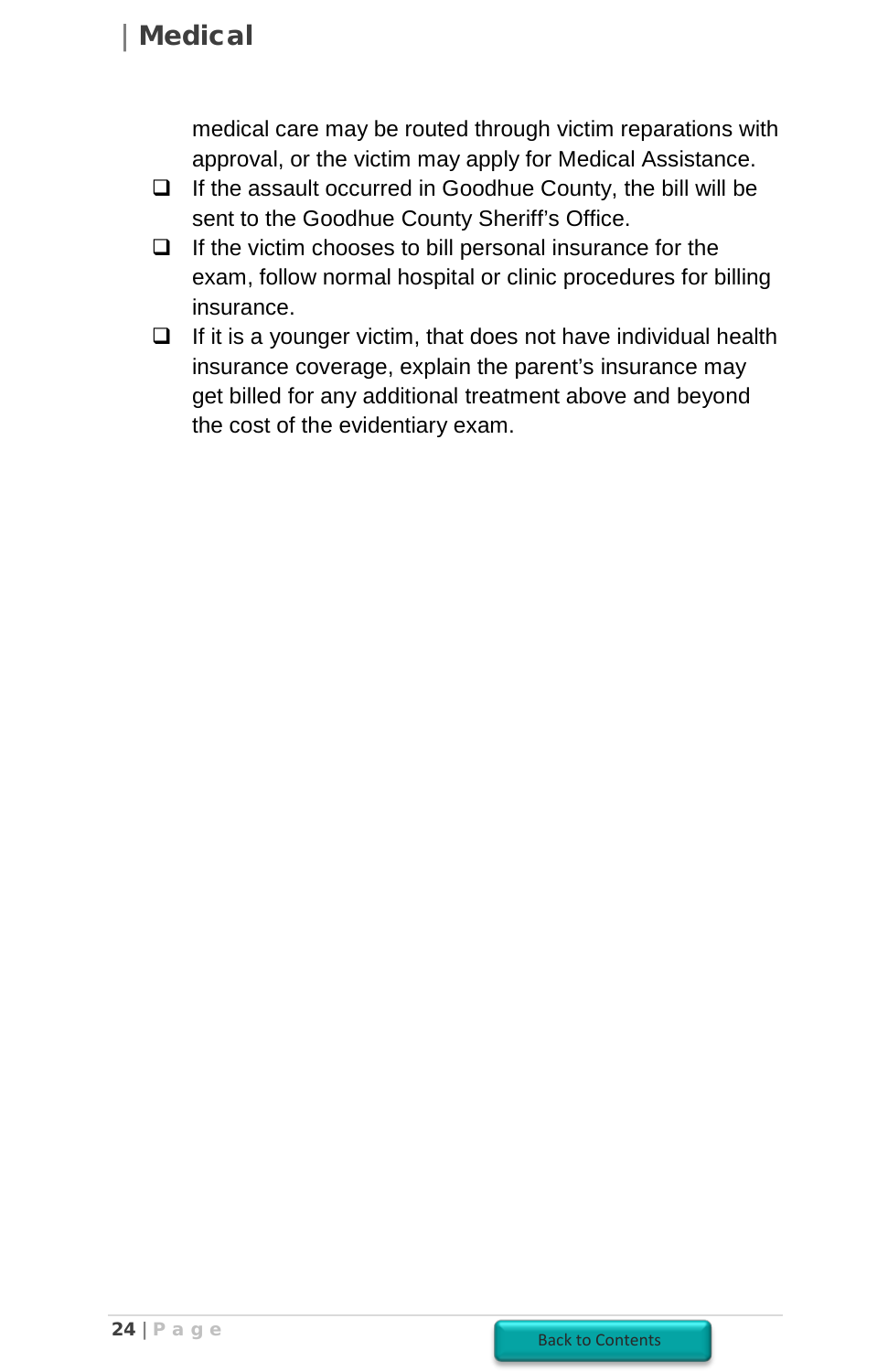medical care may be routed through victim reparations with approval, or the victim may apply for Medical Assistance.

- ❑ If the assault occurred in Goodhue County, the bill will be sent to the Goodhue County Sheriff's Office.
- ❑ If the victim chooses to bill personal insurance for the exam, follow normal hospital or clinic procedures for billing insurance.
- ❑ If it is a younger victim, that does not have individual health insurance coverage, explain the parent's insurance may get billed for any additional treatment above and beyond the cost of the evidentiary exam.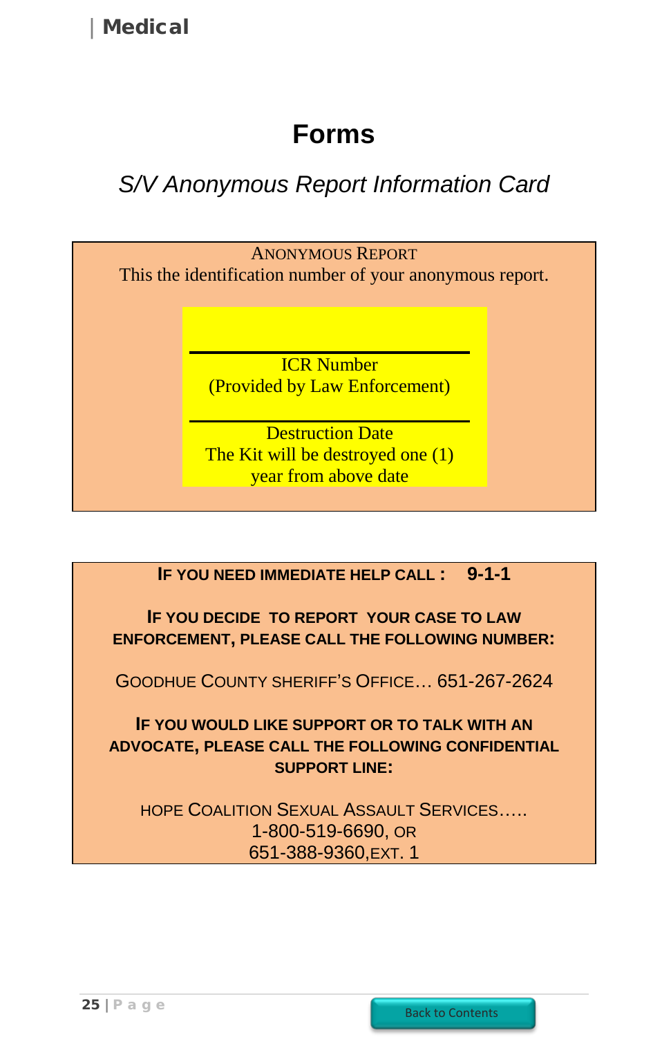# Forms

*S/V Anonymous Report Information Card*

ANONYMOUS REPORT

This the identification number of your anonymous report.

\_\_\_\_\_\_\_\_\_\_\_\_\_\_\_\_\_\_\_\_\_\_\_\_\_\_\_\_\_\_

ICR Number
(Provided by Law Enforcement)

\_\_\_\_\_\_\_\_\_\_\_\_\_\_\_\_\_\_\_\_\_\_\_\_\_\_\_\_\_\_

Destruction Date
The Kit will be destroyed one (1) year from above date

---

**IF YOU NEED IMMEDIATE HELP CALL : 9-1-1**

**IF YOU DECIDE TO REPORT YOUR CASE TO LAW ENFORCEMENT, PLEASE CALL THE FOLLOWING NUMBER:**

GOODHUE COUNTY SHERIFF'S OFFICE… 651-267-2624

**IF YOU WOULD LIKE SUPPORT OR TO TALK WITH AN ADVOCATE, PLEASE CALL THE FOLLOWING CONFIDENTIAL SUPPORT LINE:**

HOPE COALITION SEXUAL ASSAULT SERVICES…..
1-800-519-6690, OR
651-388-9360, EXT. 1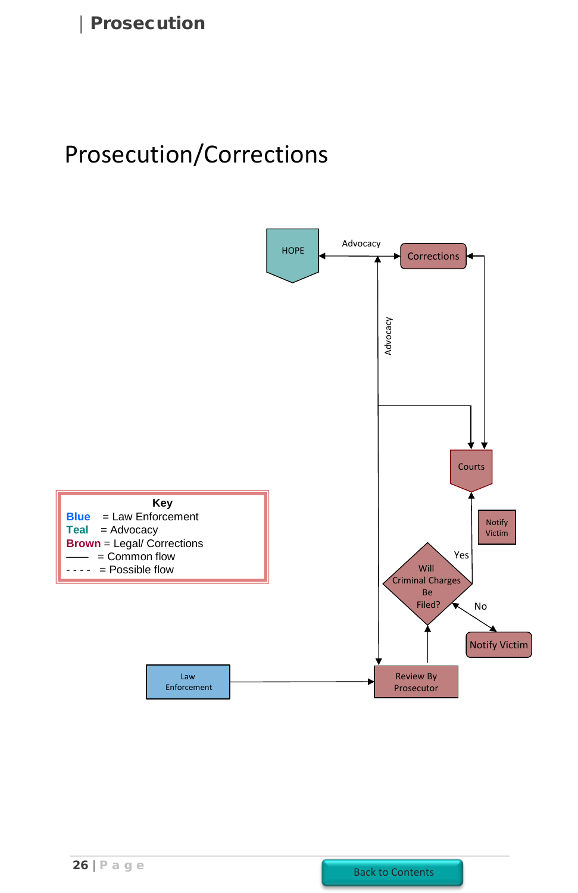# Prosecution/Corrections

HOPE

Advocacy

Corrections

Advocacy

Courts

Notify Victim

Yes

Will Criminal Charges Be Filed?

No

Notify Victim

Law Enforcement

Review By Prosecutor

**Key**

**Blue** = Law Enforcement
**Teal** = Advocacy
**Brown** = Legal/ Corrections
—— = Common flow
- - - - = Possible flow

Back to Contents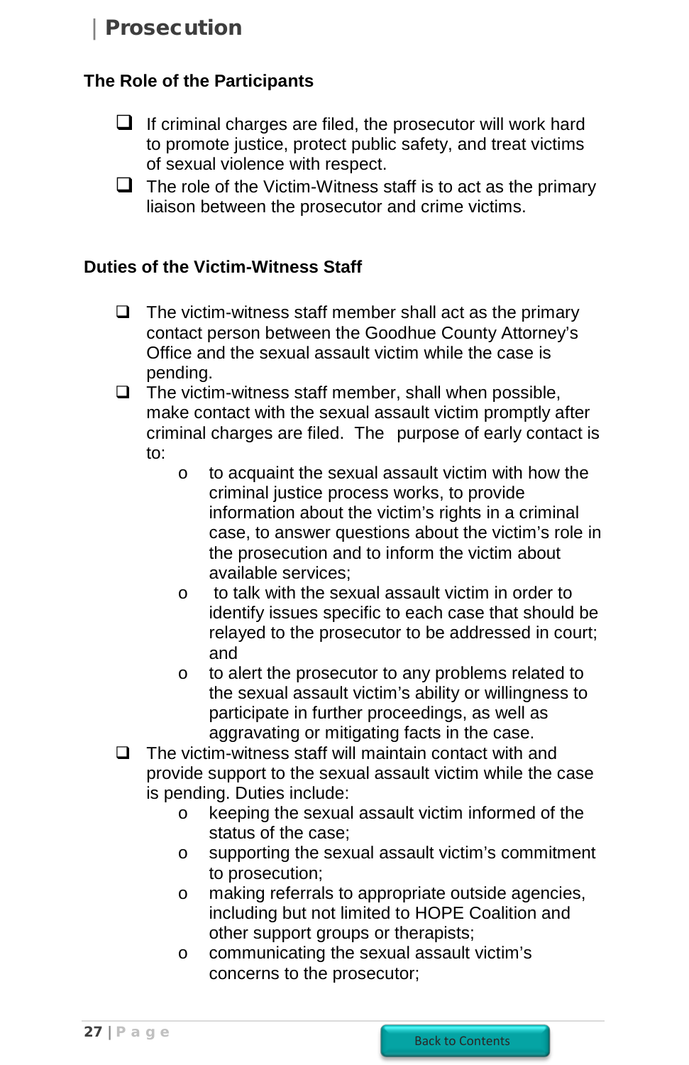## Prosecution

### The Role of the Participants

- If criminal charges are filed, the prosecutor will work hard to promote justice, protect public safety, and treat victims of sexual violence with respect.
- The role of the Victim-Witness staff is to act as the primary liaison between the prosecutor and crime victims.

### Duties of the Victim-Witness Staff

- The victim-witness staff member shall act as the primary contact person between the Goodhue County Attorney's Office and the sexual assault victim while the case is pending.
- The victim-witness staff member, shall when possible, make contact with the sexual assault victim promptly after criminal charges are filed. The purpose of early contact is to:
  - to acquaint the sexual assault victim with how the criminal justice process works, to provide information about the victim's rights in a criminal case, to answer questions about the victim's role in the prosecution and to inform the victim about available services;
  - to talk with the sexual assault victim in order to identify issues specific to each case that should be relayed to the prosecutor to be addressed in court; and
  - to alert the prosecutor to any problems related to the sexual assault victim's ability or willingness to participate in further proceedings, as well as aggravating or mitigating facts in the case.
- The victim-witness staff will maintain contact with and provide support to the sexual assault victim while the case is pending. Duties include:
  - keeping the sexual assault victim informed of the status of the case;
  - supporting the sexual assault victim's commitment to prosecution;
  - making referrals to appropriate outside agencies, including but not limited to HOPE Coalition and other support groups or therapists;
  - communicating the sexual assault victim's concerns to the prosecutor;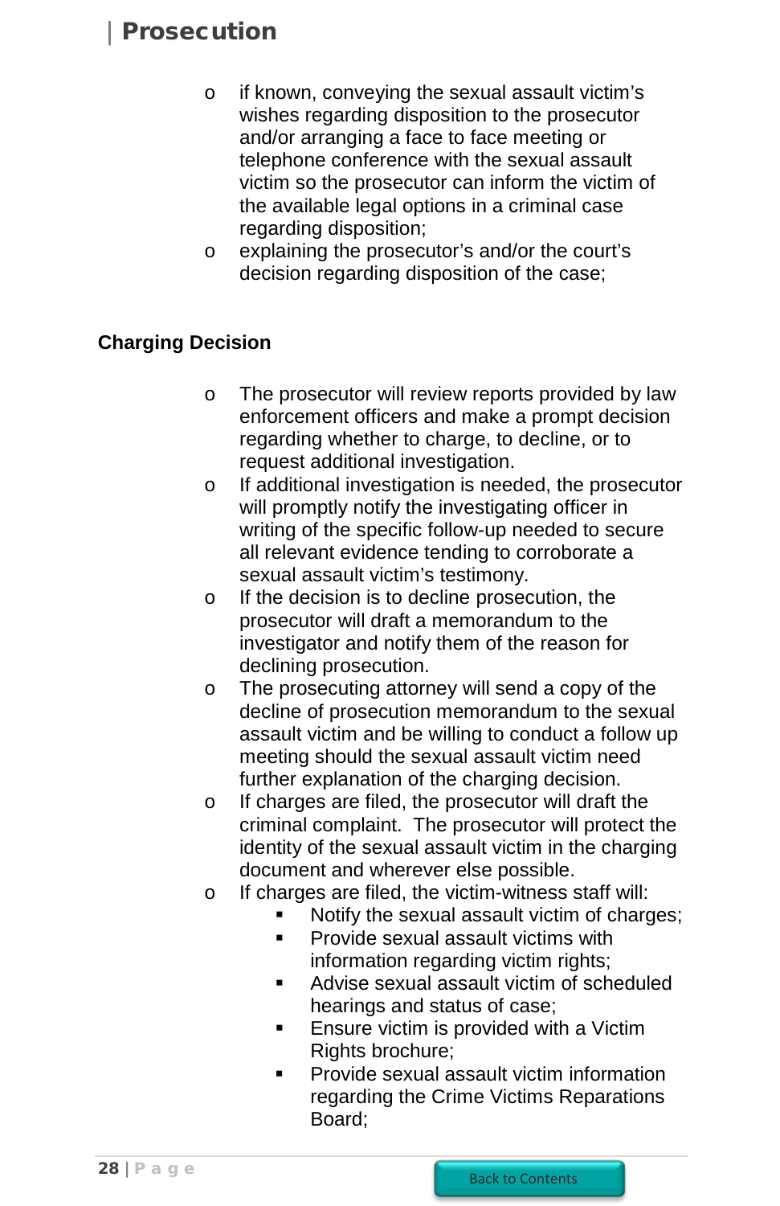- if known, conveying the sexual assault victim's wishes regarding disposition to the prosecutor and/or arranging a face to face meeting or telephone conference with the sexual assault victim so the prosecutor can inform the victim of the available legal options in a criminal case regarding disposition;
- explaining the prosecutor's and/or the court's decision regarding disposition of the case;

**Charging Decision**

- The prosecutor will review reports provided by law enforcement officers and make a prompt decision regarding whether to charge, to decline, or to request additional investigation.
- If additional investigation is needed, the prosecutor will promptly notify the investigating officer in writing of the specific follow-up needed to secure all relevant evidence tending to corroborate a sexual assault victim's testimony.
- If the decision is to decline prosecution, the prosecutor will draft a memorandum to the investigator and notify them of the reason for declining prosecution.
- The prosecuting attorney will send a copy of the decline of prosecution memorandum to the sexual assault victim and be willing to conduct a follow up meeting should the sexual assault victim need further explanation of the charging decision.
- If charges are filed, the prosecutor will draft the criminal complaint. The prosecutor will protect the identity of the sexual assault victim in the charging document and wherever else possible.
- If charges are filed, the victim-witness staff will:
  - Notify the sexual assault victim of charges;
  - Provide sexual assault victims with information regarding victim rights;
  - Advise sexual assault victim of scheduled hearings and status of case;
  - Ensure victim is provided with a Victim Rights brochure;
  - Provide sexual assault victim information regarding the Crime Victims Reparations Board;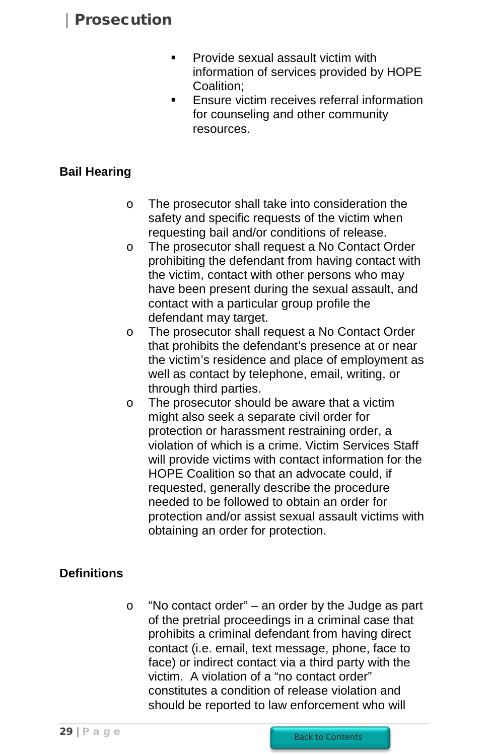- Provide sexual assault victim with information of services provided by HOPE Coalition;
- Ensure victim receives referral information for counseling and other community resources.

**Bail Hearing**

- The prosecutor shall take into consideration the safety and specific requests of the victim when requesting bail and/or conditions of release.
- The prosecutor shall request a No Contact Order prohibiting the defendant from having contact with the victim, contact with other persons who may have been present during the sexual assault, and contact with a particular group profile the defendant may target.
- The prosecutor shall request a No Contact Order that prohibits the defendant's presence at or near the victim's residence and place of employment as well as contact by telephone, email, writing, or through third parties.
- The prosecutor should be aware that a victim might also seek a separate civil order for protection or harassment restraining order, a violation of which is a crime. Victim Services Staff will provide victims with contact information for the HOPE Coalition so that an advocate could, if requested, generally describe the procedure needed to be followed to obtain an order for protection and/or assist sexual assault victims with obtaining an order for protection.

**Definitions**

- "No contact order" – an order by the Judge as part of the pretrial proceedings in a criminal case that prohibits a criminal defendant from having direct contact (i.e. email, text message, phone, face to face) or indirect contact via a third party with the victim. A violation of a "no contact order" constitutes a condition of release violation and should be reported to law enforcement who will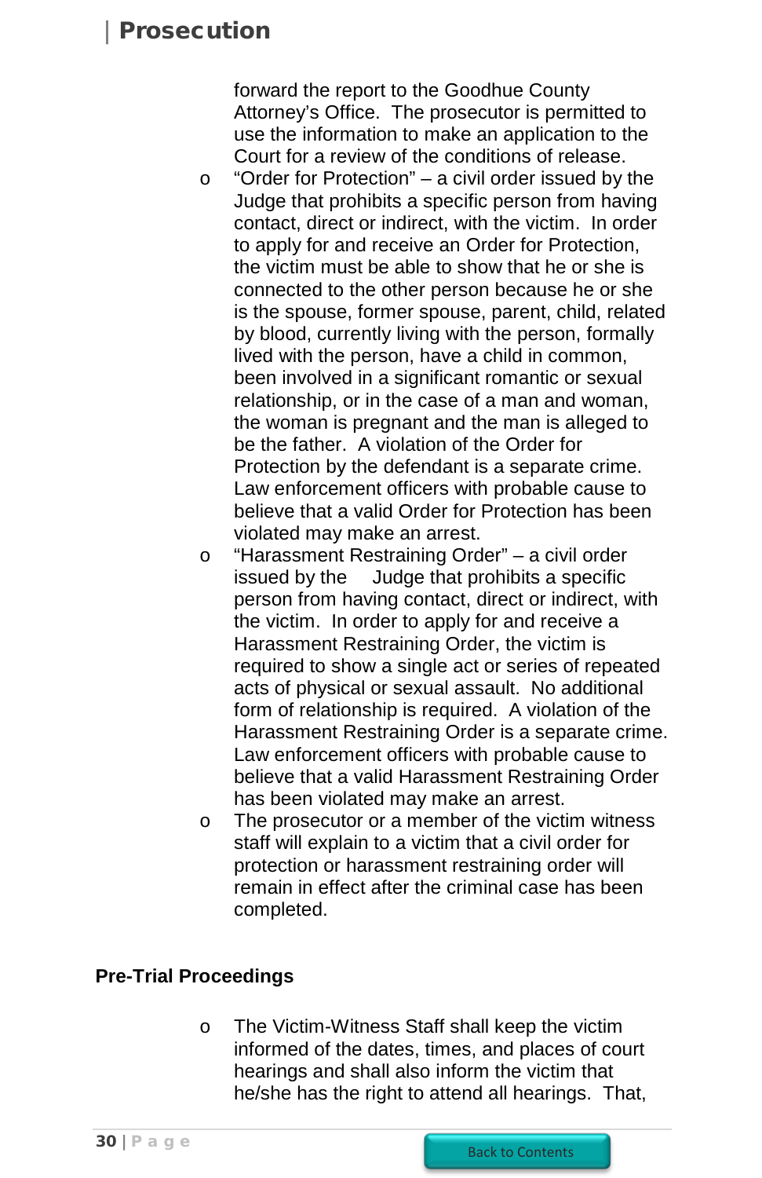forward the report to the Goodhue County Attorney's Office. The prosecutor is permitted to use the information to make an application to the Court for a review of the conditions of release.

- "Order for Protection" – a civil order issued by the Judge that prohibits a specific person from having contact, direct or indirect, with the victim. In order to apply for and receive an Order for Protection, the victim must be able to show that he or she is connected to the other person because he or she is the spouse, former spouse, parent, child, related by blood, currently living with the person, formally lived with the person, have a child in common, been involved in a significant romantic or sexual relationship, or in the case of a man and woman, the woman is pregnant and the man is alleged to be the father. A violation of the Order for Protection by the defendant is a separate crime. Law enforcement officers with probable cause to believe that a valid Order for Protection has been violated may make an arrest.
- "Harassment Restraining Order" – a civil order issued by the Judge that prohibits a specific person from having contact, direct or indirect, with the victim. In order to apply for and receive a Harassment Restraining Order, the victim is required to show a single act or series of repeated acts of physical or sexual assault. No additional form of relationship is required. A violation of the Harassment Restraining Order is a separate crime. Law enforcement officers with probable cause to believe that a valid Harassment Restraining Order has been violated may make an arrest.
- The prosecutor or a member of the victim witness staff will explain to a victim that a civil order for protection or harassment restraining order will remain in effect after the criminal case has been completed.

**Pre-Trial Proceedings**

- The Victim-Witness Staff shall keep the victim informed of the dates, times, and places of court hearings and shall also inform the victim that he/she has the right to attend all hearings. That,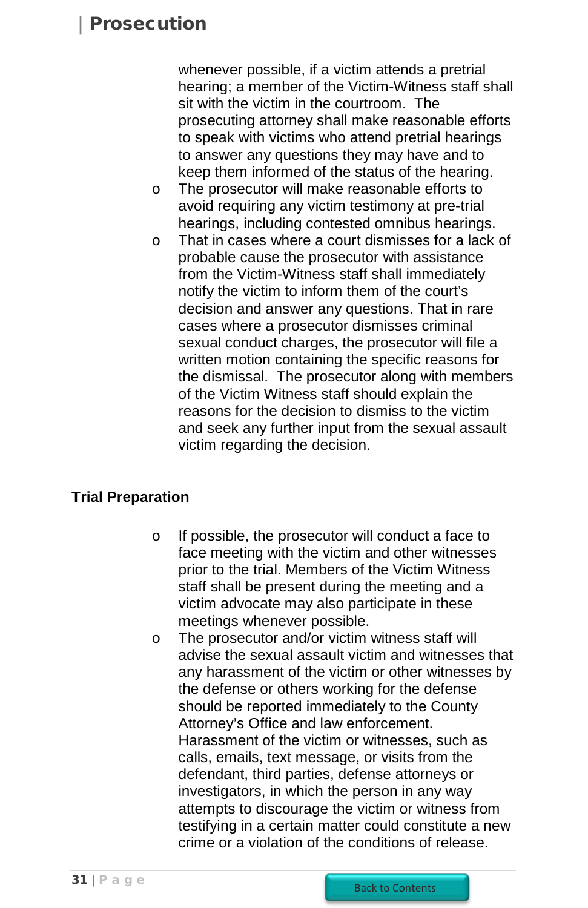whenever possible, if a victim attends a pretrial hearing; a member of the Victim-Witness staff shall sit with the victim in the courtroom. The prosecuting attorney shall make reasonable efforts to speak with victims who attend pretrial hearings to answer any questions they may have and to keep them informed of the status of the hearing.

- The prosecutor will make reasonable efforts to avoid requiring any victim testimony at pre-trial hearings, including contested omnibus hearings.
- That in cases where a court dismisses for a lack of probable cause the prosecutor with assistance from the Victim-Witness staff shall immediately notify the victim to inform them of the court's decision and answer any questions. That in rare cases where a prosecutor dismisses criminal sexual conduct charges, the prosecutor will file a written motion containing the specific reasons for the dismissal. The prosecutor along with members of the Victim Witness staff should explain the reasons for the decision to dismiss to the victim and seek any further input from the sexual assault victim regarding the decision.

**Trial Preparation**

- If possible, the prosecutor will conduct a face to face meeting with the victim and other witnesses prior to the trial. Members of the Victim Witness staff shall be present during the meeting and a victim advocate may also participate in these meetings whenever possible.
- The prosecutor and/or victim witness staff will advise the sexual assault victim and witnesses that any harassment of the victim or other witnesses by the defense or others working for the defense should be reported immediately to the County Attorney's Office and law enforcement. Harassment of the victim or witnesses, such as calls, emails, text message, or visits from the defendant, third parties, defense attorneys or investigators, in which the person in any way attempts to discourage the victim or witness from testifying in a certain matter could constitute a new crime or a violation of the conditions of release.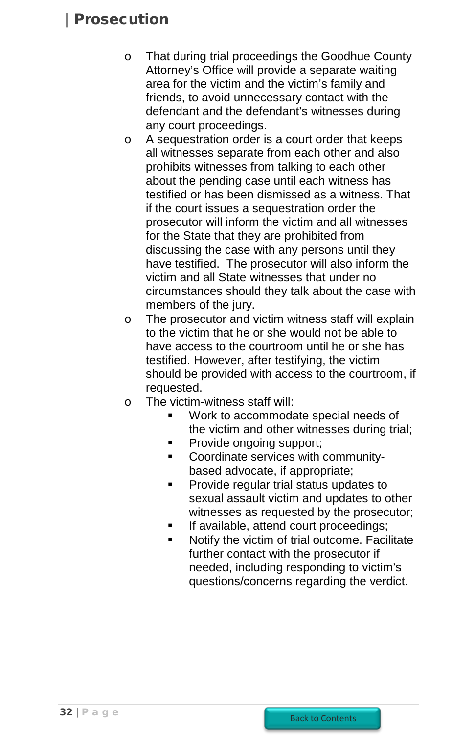- That during trial proceedings the Goodhue County Attorney's Office will provide a separate waiting area for the victim and the victim's family and friends, to avoid unnecessary contact with the defendant and the defendant's witnesses during any court proceedings.
- A sequestration order is a court order that keeps all witnesses separate from each other and also prohibits witnesses from talking to each other about the pending case until each witness has testified or has been dismissed as a witness. That if the court issues a sequestration order the prosecutor will inform the victim and all witnesses for the State that they are prohibited from discussing the case with any persons until they have testified. The prosecutor will also inform the victim and all State witnesses that under no circumstances should they talk about the case with members of the jury.
- The prosecutor and victim witness staff will explain to the victim that he or she would not be able to have access to the courtroom until he or she has testified. However, after testifying, the victim should be provided with access to the courtroom, if requested.
- The victim-witness staff will:
  - Work to accommodate special needs of the victim and other witnesses during trial;
  - Provide ongoing support;
  - Coordinate services with community-based advocate, if appropriate;
  - Provide regular trial status updates to sexual assault victim and updates to other witnesses as requested by the prosecutor;
  - If available, attend court proceedings;
  - Notify the victim of trial outcome. Facilitate further contact with the prosecutor if needed, including responding to victim's questions/concerns regarding the verdict.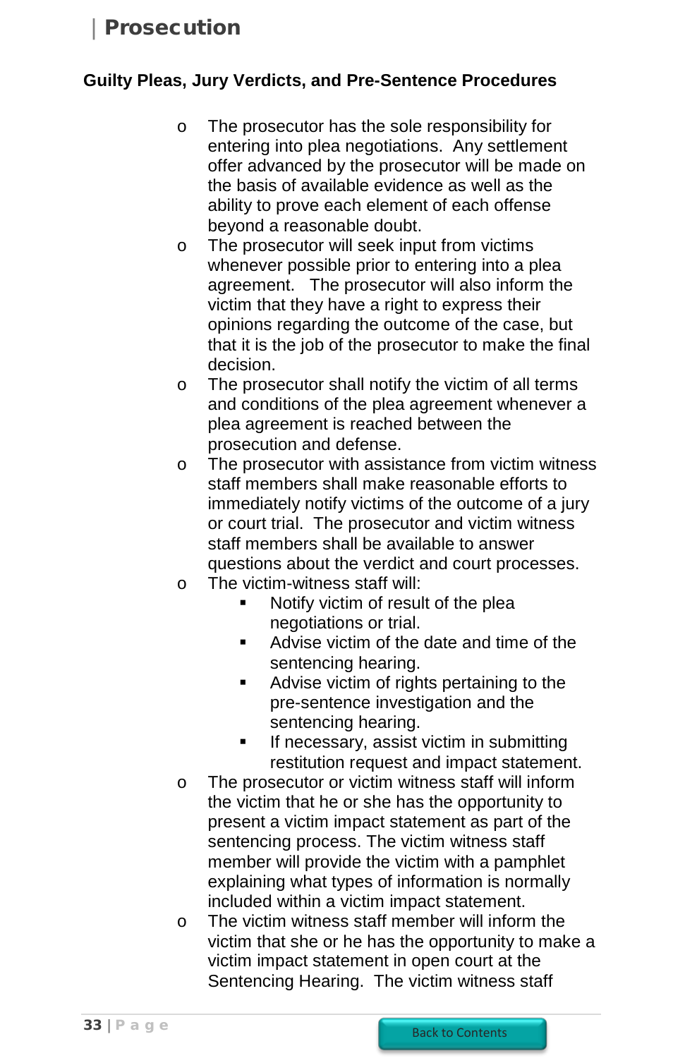## Guilty Pleas, Jury Verdicts, and Pre-Sentence Procedures

- The prosecutor has the sole responsibility for entering into plea negotiations. Any settlement offer advanced by the prosecutor will be made on the basis of available evidence as well as the ability to prove each element of each offense beyond a reasonable doubt.
- The prosecutor will seek input from victims whenever possible prior to entering into a plea agreement. The prosecutor will also inform the victim that they have a right to express their opinions regarding the outcome of the case, but that it is the job of the prosecutor to make the final decision.
- The prosecutor shall notify the victim of all terms and conditions of the plea agreement whenever a plea agreement is reached between the prosecution and defense.
- The prosecutor with assistance from victim witness staff members shall make reasonable efforts to immediately notify victims of the outcome of a jury or court trial. The prosecutor and victim witness staff members shall be available to answer questions about the verdict and court processes.
- The victim-witness staff will:
  - Notify victim of result of the plea negotiations or trial.
  - Advise victim of the date and time of the sentencing hearing.
  - Advise victim of rights pertaining to the pre-sentence investigation and the sentencing hearing.
  - If necessary, assist victim in submitting restitution request and impact statement.
- The prosecutor or victim witness staff will inform the victim that he or she has the opportunity to present a victim impact statement as part of the sentencing process. The victim witness staff member will provide the victim with a pamphlet explaining what types of information is normally included within a victim impact statement.
- The victim witness staff member will inform the victim that she or he has the opportunity to make a victim impact statement in open court at the Sentencing Hearing. The victim witness staff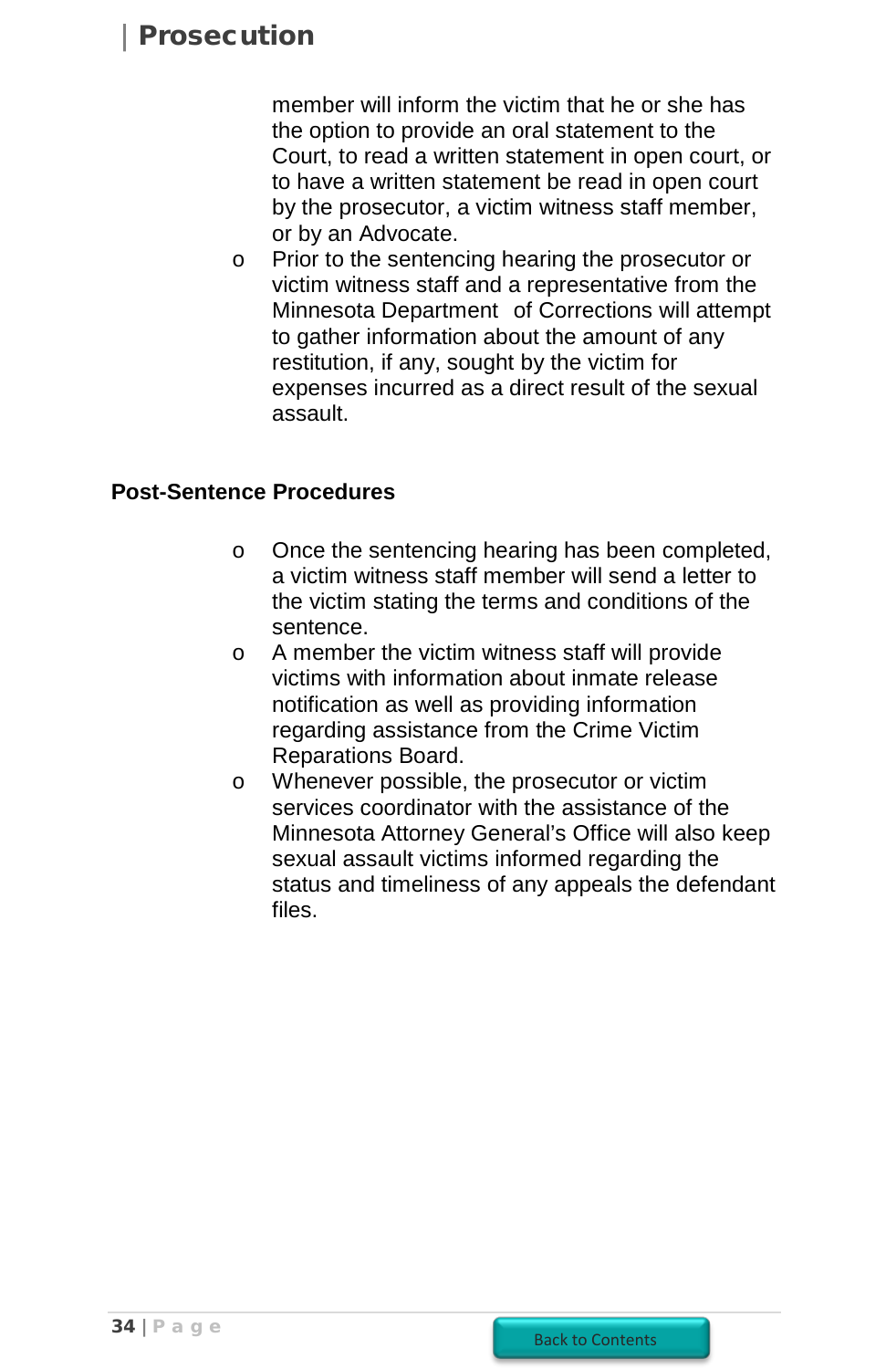member will inform the victim that he or she has the option to provide an oral statement to the Court, to read a written statement in open court, or to have a written statement be read in open court by the prosecutor, a victim witness staff member, or by an Advocate.

- Prior to the sentencing hearing the prosecutor or victim witness staff and a representative from the Minnesota Department of Corrections will attempt to gather information about the amount of any restitution, if any, sought by the victim for expenses incurred as a direct result of the sexual assault.

**Post-Sentence Procedures**

- Once the sentencing hearing has been completed, a victim witness staff member will send a letter to the victim stating the terms and conditions of the sentence.
- A member the victim witness staff will provide victims with information about inmate release notification as well as providing information regarding assistance from the Crime Victim Reparations Board.
- Whenever possible, the prosecutor or victim services coordinator with the assistance of the Minnesota Attorney General's Office will also keep sexual assault victims informed regarding the status and timeliness of any appeals the defendant files.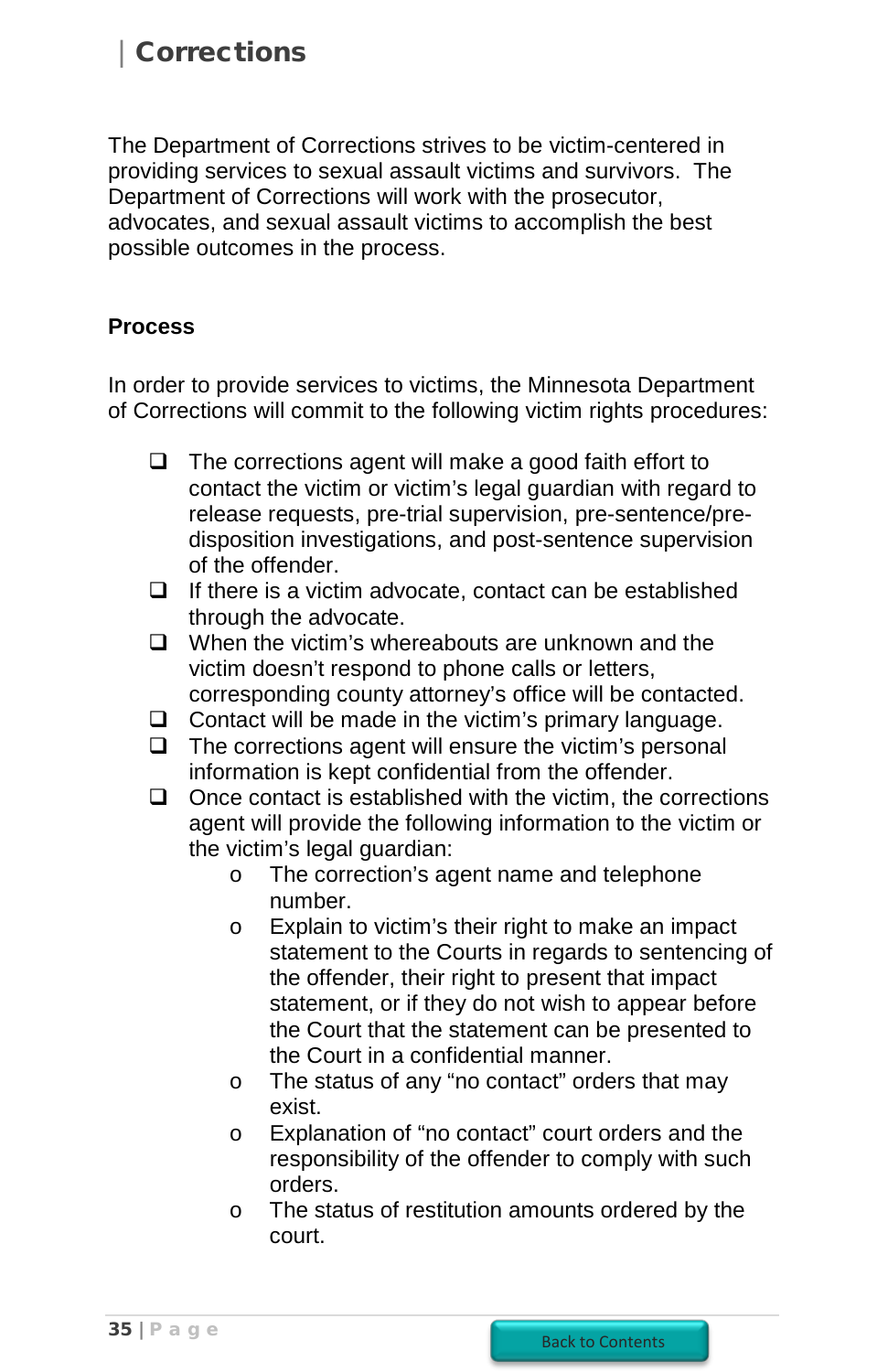# Corrections

The Department of Corrections strives to be victim-centered in providing services to sexual assault victims and survivors. The Department of Corrections will work with the prosecutor, advocates, and sexual assault victims to accomplish the best possible outcomes in the process.

**Process**

In order to provide services to victims, the Minnesota Department of Corrections will commit to the following victim rights procedures:

- The corrections agent will make a good faith effort to contact the victim or victim's legal guardian with regard to release requests, pre-trial supervision, pre-sentence/pre-disposition investigations, and post-sentence supervision of the offender.
- If there is a victim advocate, contact can be established through the advocate.
- When the victim's whereabouts are unknown and the victim doesn't respond to phone calls or letters, corresponding county attorney's office will be contacted.
- Contact will be made in the victim's primary language.
- The corrections agent will ensure the victim's personal information is kept confidential from the offender.
- Once contact is established with the victim, the corrections agent will provide the following information to the victim or the victim's legal guardian:
    - The correction's agent name and telephone number.
    - Explain to victim's their right to make an impact statement to the Courts in regards to sentencing of the offender, their right to present that impact statement, or if they do not wish to appear before the Court that the statement can be presented to the Court in a confidential manner.
    - The status of any "no contact" orders that may exist.
    - Explanation of "no contact" court orders and the responsibility of the offender to comply with such orders.
    - The status of restitution amounts ordered by the court.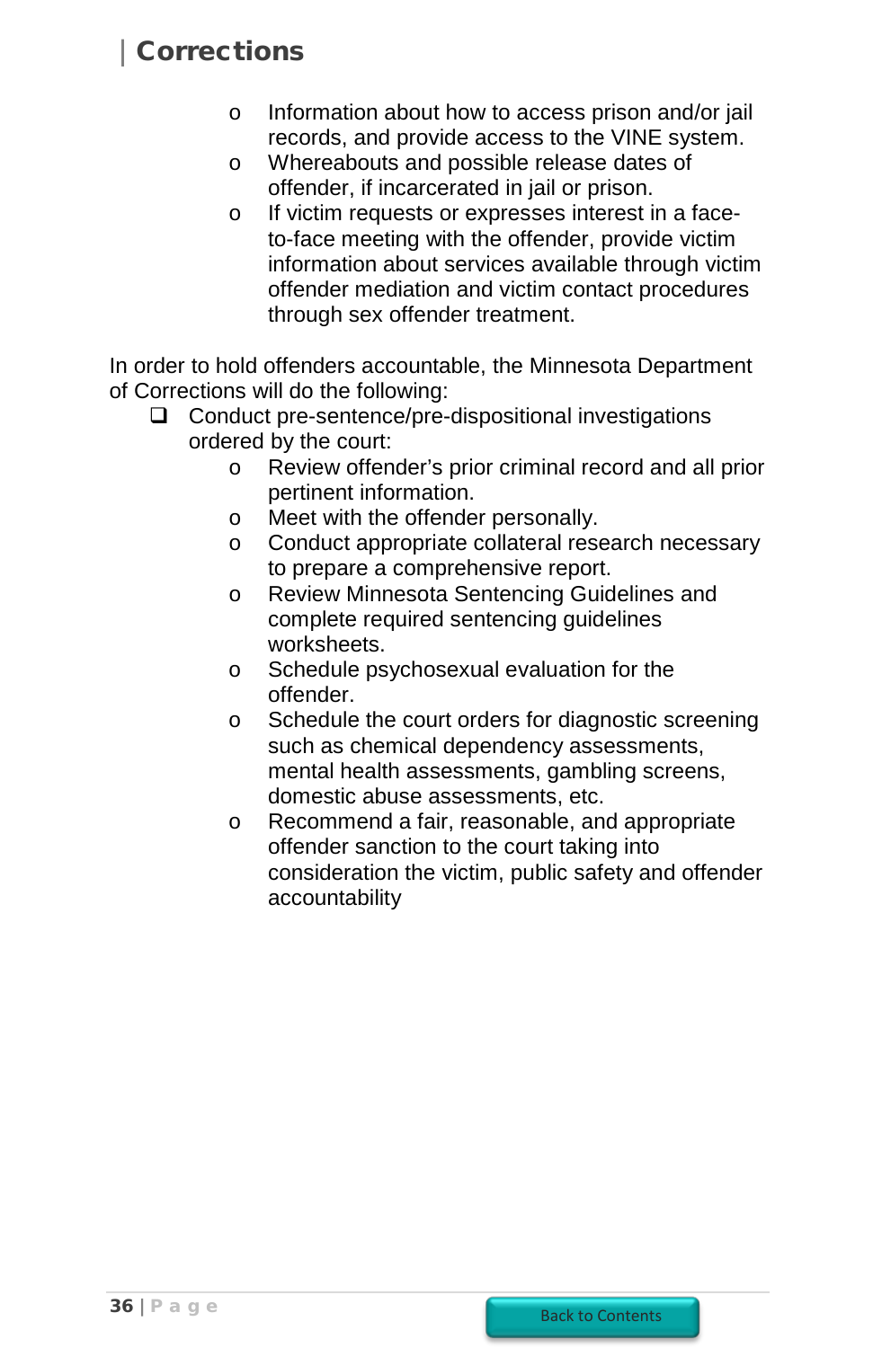- Information about how to access prison and/or jail records, and provide access to the VINE system.
- Whereabouts and possible release dates of offender, if incarcerated in jail or prison.
- If victim requests or expresses interest in a face-to-face meeting with the offender, provide victim information about services available through victim offender mediation and victim contact procedures through sex offender treatment.

In order to hold offenders accountable, the Minnesota Department of Corrections will do the following:

- Conduct pre-sentence/pre-dispositional investigations ordered by the court:
  - Review offender's prior criminal record and all prior pertinent information.
  - Meet with the offender personally.
  - Conduct appropriate collateral research necessary to prepare a comprehensive report.
  - Review Minnesota Sentencing Guidelines and complete required sentencing guidelines worksheets.
  - Schedule psychosexual evaluation for the offender.
  - Schedule the court orders for diagnostic screening such as chemical dependency assessments, mental health assessments, gambling screens, domestic abuse assessments, etc.
  - Recommend a fair, reasonable, and appropriate offender sanction to the court taking into consideration the victim, public safety and offender accountability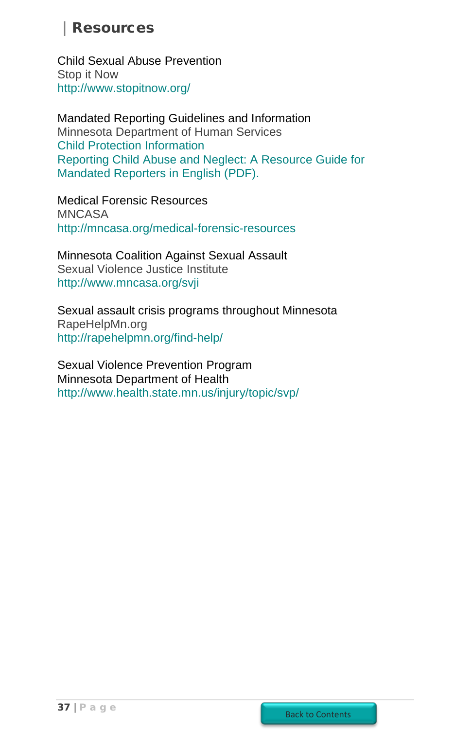# Resources

Child Sexual Abuse Prevention
Stop it Now
http://www.stopitnow.org/

Mandated Reporting Guidelines and Information
Minnesota Department of Human Services
Child Protection Information
Reporting Child Abuse and Neglect: A Resource Guide for Mandated Reporters in English (PDF).

Medical Forensic Resources
MNCASA
http://mncasa.org/medical-forensic-resources

Minnesota Coalition Against Sexual Assault
Sexual Violence Justice Institute
http://www.mncasa.org/svji

Sexual assault crisis programs throughout Minnesota
RapeHelpMn.org
http://rapehelpmn.org/find-help/

Sexual Violence Prevention Program
Minnesota Department of Health
http://www.health.state.mn.us/injury/topic/svp/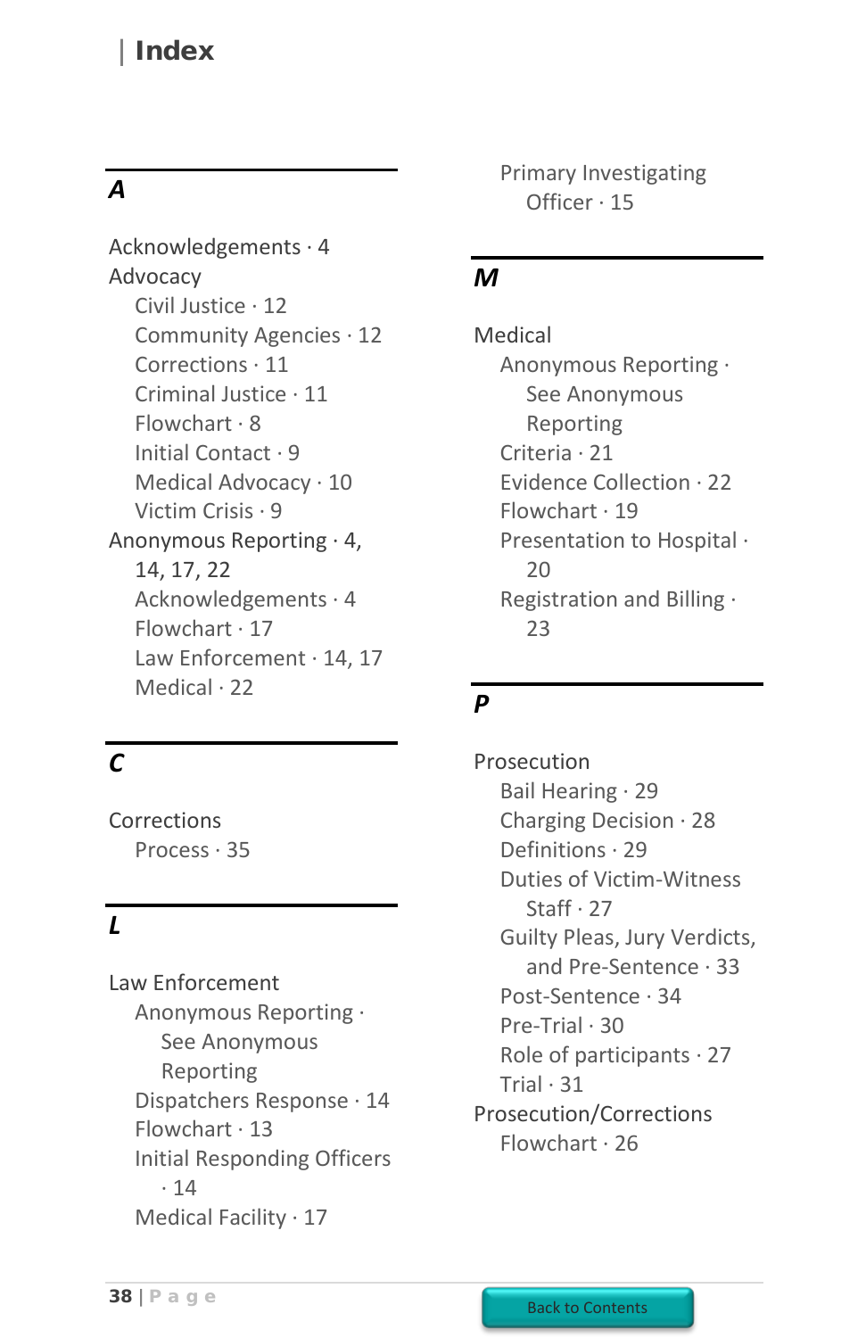# Index

## A

- Acknowledgements · 4
- Advocacy
  - Civil Justice · 12
  - Community Agencies · 12
  - Corrections · 11
  - Criminal Justice · 11
  - Flowchart · 8
  - Initial Contact · 9
  - Medical Advocacy · 10
  - Victim Crisis · 9
- Anonymous Reporting · 4, 14, 17, 22
  - Acknowledgements · 4
  - Flowchart · 17
  - Law Enforcement · 14, 17
  - Medical · 22

## C

- Corrections
  - Process · 35

## L

- Law Enforcement
  - Anonymous Reporting · See Anonymous Reporting
  - Dispatchers Response · 14
  - Flowchart · 13
  - Initial Responding Officers · 14
  - Medical Facility · 17
  - Primary Investigating Officer · 15

## M

- Medical
  - Anonymous Reporting · See Anonymous Reporting
  - Criteria · 21
  - Evidence Collection · 22
  - Flowchart · 19
  - Presentation to Hospital · 20
  - Registration and Billing · 23

## P

- Prosecution
  - Bail Hearing · 29
  - Charging Decision · 28
  - Definitions · 29
  - Duties of Victim-Witness Staff · 27
  - Guilty Pleas, Jury Verdicts, and Pre-Sentence · 33
  - Post-Sentence · 34
  - Pre-Trial · 30
  - Role of participants · 27
  - Trial · 31
- Prosecution/Corrections
  - Flowchart · 26

Back to Contents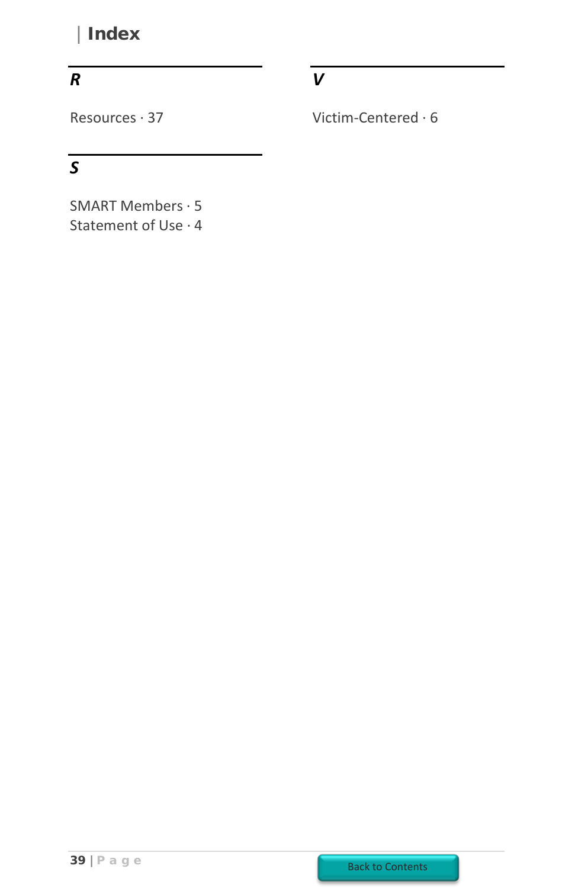# Index

### *R*

Resources · 37

### *S*

SMART Members · 5
Statement of Use · 4

### *V*

Victim-Centered · 6

Back to Contents